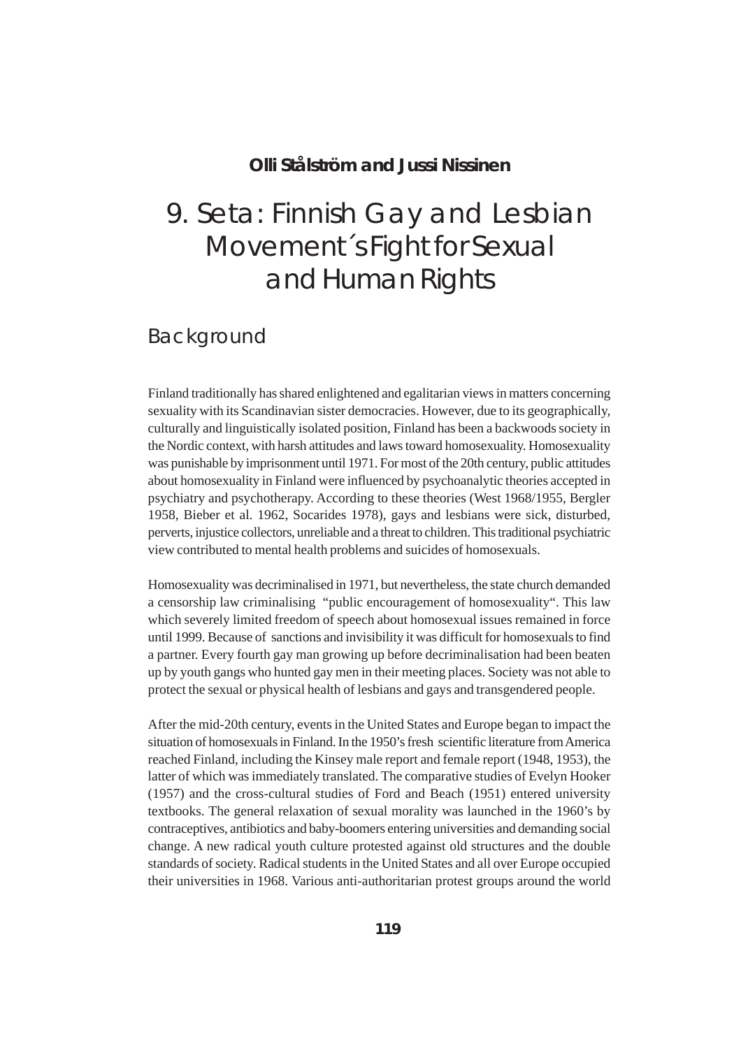**Olli Stålström and Jussi Nissinen**

# 9. Seta: Finnish Gay and Lesbian Movement´s Fight for Sexual and Human Rights

## Background

Finland traditionally has shared enlightened and egalitarian views in matters concerning sexuality with its Scandinavian sister democracies. However, due to its geographically, culturally and linguistically isolated position, Finland has been a backwoods society in the Nordic context, with harsh attitudes and laws toward homosexuality. Homosexuality was punishable by imprisonment until 1971. For most of the 20th century, public attitudes about homosexuality in Finland were influenced by psychoanalytic theories accepted in psychiatry and psychotherapy. According to these theories (West 1968/1955, Bergler 1958, Bieber et al. 1962, Socarides 1978), gays and lesbians were sick, disturbed, perverts, injustice collectors, unreliable and a threat to children. This traditional psychiatric view contributed to mental health problems and suicides of homosexuals.

Homosexuality was decriminalised in 1971, but nevertheless, the state church demanded a censorship law criminalising "public encouragement of homosexuality". This law which severely limited freedom of speech about homosexual issues remained in force until 1999. Because of sanctions and invisibility it was difficult for homosexuals to find a partner. Every fourth gay man growing up before decriminalisation had been beaten up by youth gangs who hunted gay men in their meeting places. Society was not able to protect the sexual or physical health of lesbians and gays and transgendered people.

After the mid-20th century, events in the United States and Europe began to impact the situation of homosexuals in Finland. In the 1950's fresh scientific literature from America reached Finland, including the Kinsey male report and female report (1948, 1953), the latter of which was immediately translated. The comparative studies of Evelyn Hooker (1957) and the cross-cultural studies of Ford and Beach (1951) entered university textbooks. The general relaxation of sexual morality was launched in the 1960's by contraceptives, antibiotics and baby-boomers entering universities and demanding social change. A new radical youth culture protested against old structures and the double standards of society. Radical students in the United States and all over Europe occupied their universities in 1968. Various anti-authoritarian protest groups around the world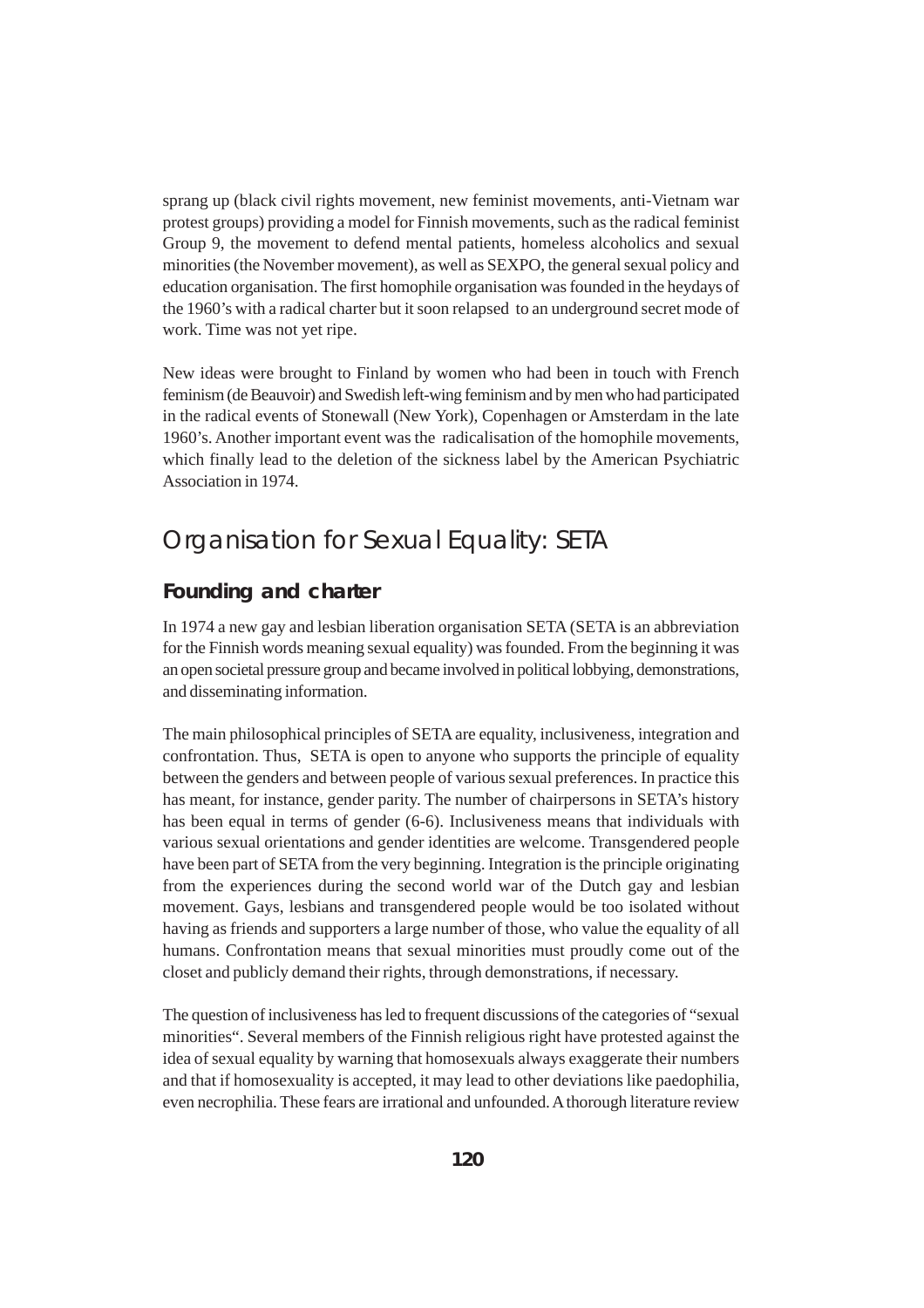sprang up (black civil rights movement, new feminist movements, anti-Vietnam war protest groups) providing a model for Finnish movements, such as the radical feminist Group 9, the movement to defend mental patients, homeless alcoholics and sexual minorities (the November movement), as well as SEXPO, the general sexual policy and education organisation. The first homophile organisation was founded in the heydays of the 1960's with a radical charter but it soon relapsed to an underground secret mode of work. Time was not yet ripe.

New ideas were brought to Finland by women who had been in touch with French feminism (de Beauvoir) and Swedish left-wing feminism and by men who had participated in the radical events of Stonewall (New York), Copenhagen or Amsterdam in the late 1960's. Another important event was the radicalisation of the homophile movements, which finally lead to the deletion of the sickness label by the American Psychiatric Association in 1974.

## Organisation for Sexual Equality: SETA

### Founding and charter

In 1974 a new gay and lesbian liberation organisation SETA (SETA is an abbreviation for the Finnish words meaning sexual equality) was founded. From the beginning it was an open societal pressure group and became involved in political lobbying, demonstrations, and disseminating information.

The main philosophical principles of SETA are equality, inclusiveness, integration and confrontation. Thus, SETA is open to anyone who supports the principle of equality between the genders and between people of various sexual preferences. In practice this has meant, for instance, gender parity. The number of chairpersons in SETA's history has been equal in terms of gender (6-6). Inclusiveness means that individuals with various sexual orientations and gender identities are welcome. Transgendered people have been part of SETA from the very beginning. Integration is the principle originating from the experiences during the second world war of the Dutch gay and lesbian movement. Gays, lesbians and transgendered people would be too isolated without having as friends and supporters a large number of those, who value the equality of all humans. Confrontation means that sexual minorities must proudly come out of the closet and publicly demand their rights, through demonstrations, if necessary.

The question of inclusiveness has led to frequent discussions of the categories of "sexual minorities". Several members of the Finnish religious right have protested against the idea of sexual equality by warning that homosexuals always exaggerate their numbers and that if homosexuality is accepted, it may lead to other deviations like paedophilia, even necrophilia. These fears are irrational and unfounded. A thorough literature review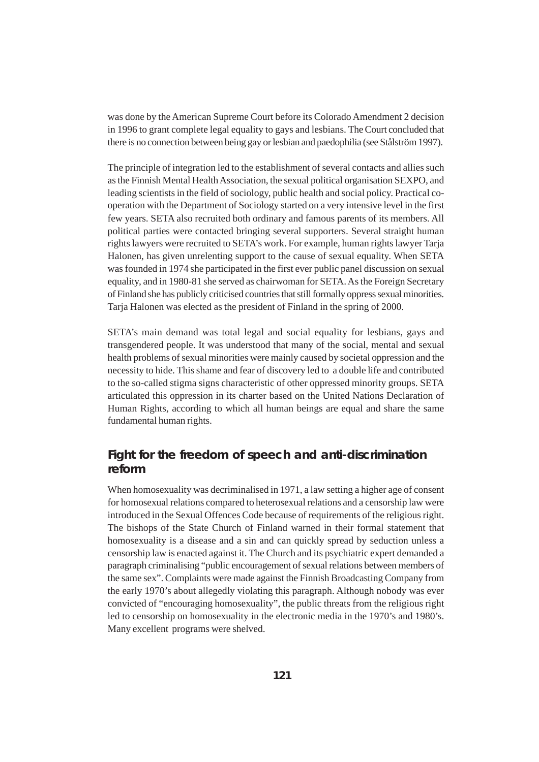was done by the American Supreme Court before its Colorado Amendment 2 decision in 1996 to grant complete legal equality to gays and lesbians. The Court concluded that there is no connection between being gay or lesbian and paedophilia (see Stålström 1997).

The principle of integration led to the establishment of several contacts and allies such as the Finnish Mental Health Association, the sexual political organisation SEXPO, and leading scientists in the field of sociology, public health and social policy. Practical co-operation with the Department of Sociology started on a very intensive level in the first few years. SETA also recruited both ordinary and famous parents of its members. All political parties were contacted bringing several supporters. Several straight human rights lawyers were recruited to SETA's work. For example, human rights lawyer Tarja Halonen, has given unrelenting support to the cause of sexual equality. When SETA was founded in 1974 she participated in the first ever public panel discussion on sexual equality, and in 1980-81 she served as chairwoman for SETA. As the Foreign Secretary of Finland she has publicly criticised countries that still formally oppress sexual minorities. Tarja Halonen was elected as the president of Finland in the spring of 2000.

SETA's main demand was total legal and social equality for lesbians, gays and transgendered people. It was understood that many of the social, mental and sexual health problems of sexual minorities were mainly caused by societal oppression and the necessity to hide. This shame and fear of discovery led to a double life and contributed to the so-called stigma signs characteristic of other oppressed minority groups. SETA articulated this oppression in its charter based on the United Nations Declaration of Human Rights, according to which all human beings are equal and share the same fundamental human rights.

## Fight for the freedom of speech and anti-discrimination reform

When homosexuality was decriminalised in 1971, a law setting a higher age of consent for homosexual relations compared to heterosexual relations and a censorship law were introduced in the Sexual Offences Code because of requirements of the religious right. The bishops of the State Church of Finland warned in their formal statement that homosexuality is a disease and a sin and can quickly spread by seduction unless a censorship law is enacted against it. The Church and its psychiatric expert demanded a paragraph criminalising "public encouragement of sexual relations between members of the same sex". Complaints were made against the Finnish Broadcasting Company from the early 1970's about allegedly violating this paragraph. Although nobody was ever convicted of "encouraging homosexuality", the public threats from the religious right led to censorship on homosexuality in the electronic media in the 1970's and 1980's. Many excellent programs were shelved.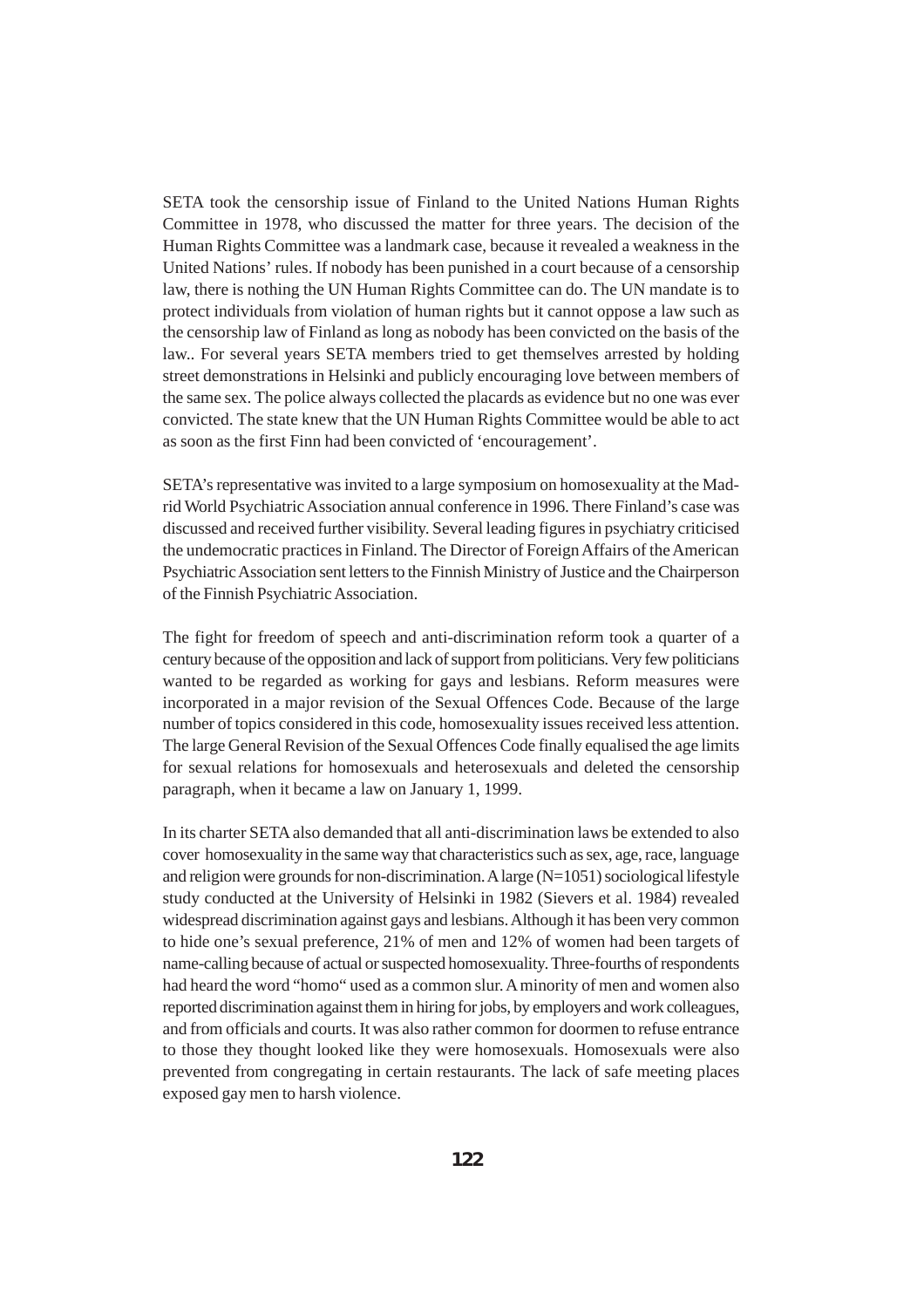SETA took the censorship issue of Finland to the United Nations Human Rights Committee in 1978, who discussed the matter for three years. The decision of the Human Rights Committee was a landmark case, because it revealed a weakness in the United Nations' rules. If nobody has been punished in a court because of a censorship law, there is nothing the UN Human Rights Committee can do. The UN mandate is to protect individuals from violation of human rights but it cannot oppose a law such as the censorship law of Finland as long as nobody has been convicted on the basis of the law.. For several years SETA members tried to get themselves arrested by holding street demonstrations in Helsinki and publicly encouraging love between members of the same sex. The police always collected the placards as evidence but no one was ever convicted. The state knew that the UN Human Rights Committee would be able to act as soon as the first Finn had been convicted of 'encouragement'.

SETA's representative was invited to a large symposium on homosexuality at the Madrid World Psychiatric Association annual conference in 1996. There Finland's case was discussed and received further visibility. Several leading figures in psychiatry criticised the undemocratic practices in Finland. The Director of Foreign Affairs of the American Psychiatric Association sent letters to the Finnish Ministry of Justice and the Chairperson of the Finnish Psychiatric Association.

The fight for freedom of speech and anti-discrimination reform took a quarter of a century because of the opposition and lack of support from politicians. Very few politicians wanted to be regarded as working for gays and lesbians. Reform measures were incorporated in a major revision of the Sexual Offences Code. Because of the large number of topics considered in this code, homosexuality issues received less attention. The large General Revision of the Sexual Offences Code finally equalised the age limits for sexual relations for homosexuals and heterosexuals and deleted the censorship paragraph, when it became a law on January 1, 1999.

In its charter SETA also demanded that all anti-discrimination laws be extended to also cover homosexuality in the same way that characteristics such as sex, age, race, language and religion were grounds for non-discrimination. A large (N=1051) sociological lifestyle study conducted at the University of Helsinki in 1982 (Sievers et al. 1984) revealed widespread discrimination against gays and lesbians. Although it has been very common to hide one's sexual preference, 21% of men and 12% of women had been targets of name-calling because of actual or suspected homosexuality. Three-fourths of respondents had heard the word "homo" used as a common slur. A minority of men and women also reported discrimination against them in hiring for jobs, by employers and work colleagues, and from officials and courts. It was also rather common for doormen to refuse entrance to those they thought looked like they were homosexuals. Homosexuals were also prevented from congregating in certain restaurants. The lack of safe meeting places exposed gay men to harsh violence.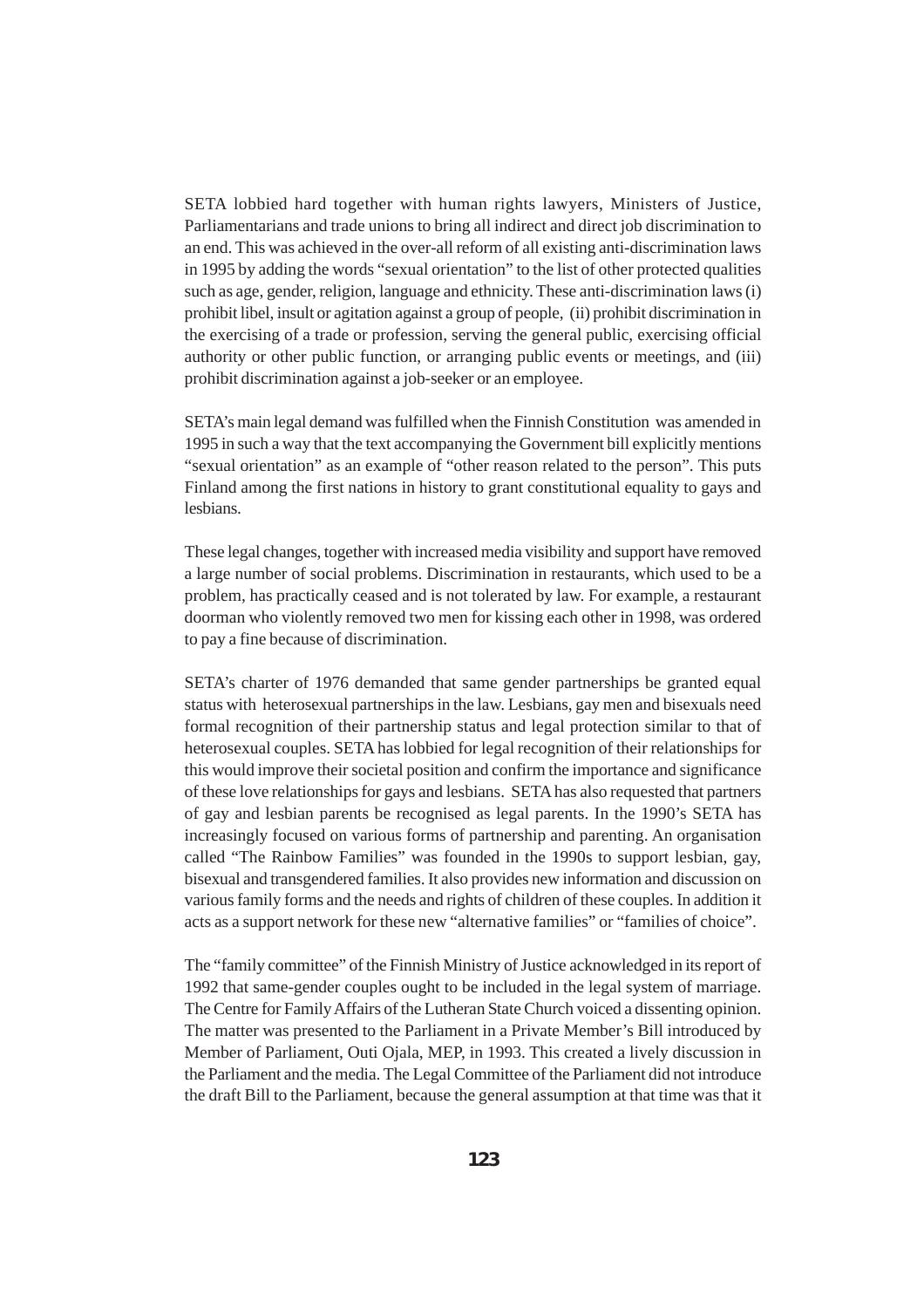SETA lobbied hard together with human rights lawyers, Ministers of Justice, Parliamentarians and trade unions to bring all indirect and direct job discrimination to an end. This was achieved in the over-all reform of all existing anti-discrimination laws in 1995 by adding the words "sexual orientation" to the list of other protected qualities such as age, gender, religion, language and ethnicity. These anti-discrimination laws (i) prohibit libel, insult or agitation against a group of people, (ii) prohibit discrimination in the exercising of a trade or profession, serving the general public, exercising official authority or other public function, or arranging public events or meetings, and (iii) prohibit discrimination against a job-seeker or an employee.

SETA's main legal demand was fulfilled when the Finnish Constitution was amended in 1995 in such a way that the text accompanying the Government bill explicitly mentions "sexual orientation" as an example of "other reason related to the person". This puts Finland among the first nations in history to grant constitutional equality to gays and lesbians.

These legal changes, together with increased media visibility and support have removed a large number of social problems. Discrimination in restaurants, which used to be a problem, has practically ceased and is not tolerated by law. For example, a restaurant doorman who violently removed two men for kissing each other in 1998, was ordered to pay a fine because of discrimination.

SETA's charter of 1976 demanded that same gender partnerships be granted equal status with heterosexual partnerships in the law. Lesbians, gay men and bisexuals need formal recognition of their partnership status and legal protection similar to that of heterosexual couples. SETA has lobbied for legal recognition of their relationships for this would improve their societal position and confirm the importance and significance of these love relationships for gays and lesbians. SETA has also requested that partners of gay and lesbian parents be recognised as legal parents. In the 1990's SETA has increasingly focused on various forms of partnership and parenting. An organisation called "The Rainbow Families" was founded in the 1990s to support lesbian, gay, bisexual and transgendered families. It also provides new information and discussion on various family forms and the needs and rights of children of these couples. In addition it acts as a support network for these new "alternative families" or "families of choice".

The "family committee" of the Finnish Ministry of Justice acknowledged in its report of 1992 that same-gender couples ought to be included in the legal system of marriage. The Centre for Family Affairs of the Lutheran State Church voiced a dissenting opinion. The matter was presented to the Parliament in a Private Member's Bill introduced by Member of Parliament, Outi Ojala, MEP, in 1993. This created a lively discussion in the Parliament and the media. The Legal Committee of the Parliament did not introduce the draft Bill to the Parliament, because the general assumption at that time was that it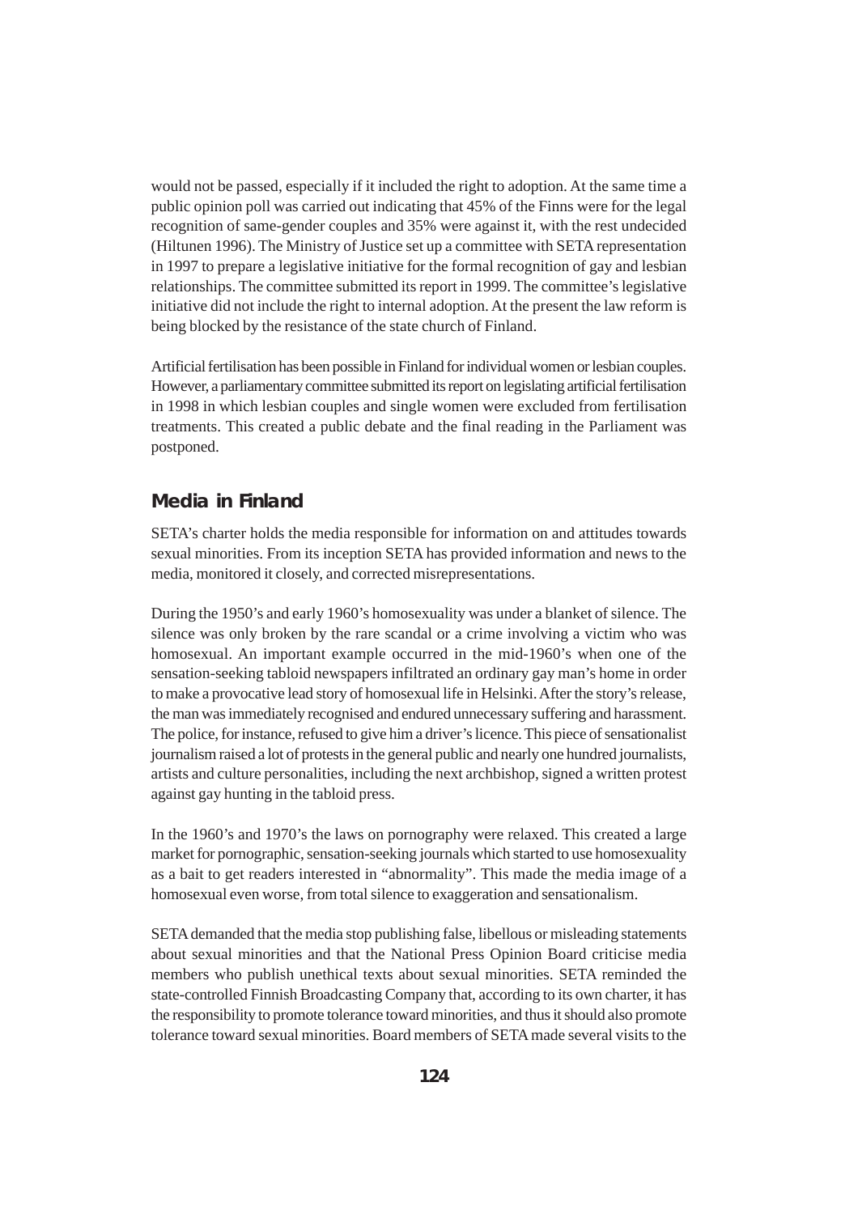would not be passed, especially if it included the right to adoption. At the same time a public opinion poll was carried out indicating that 45% of the Finns were for the legal recognition of same-gender couples and 35% were against it, with the rest undecided (Hiltunen 1996). The Ministry of Justice set up a committee with SETA representation in 1997 to prepare a legislative initiative for the formal recognition of gay and lesbian relationships. The committee submitted its report in 1999. The committee's legislative initiative did not include the right to internal adoption. At the present the law reform is being blocked by the resistance of the state church of Finland.

Artificial fertilisation has been possible in Finland for individual women or lesbian couples. However, a parliamentary committee submitted its report on legislating artificial fertilisation in 1998 in which lesbian couples and single women were excluded from fertilisation treatments. This created a public debate and the final reading in the Parliament was postponed.

## Media in Finland

SETA's charter holds the media responsible for information on and attitudes towards sexual minorities. From its inception SETA has provided information and news to the media, monitored it closely, and corrected misrepresentations.

During the 1950's and early 1960's homosexuality was under a blanket of silence. The silence was only broken by the rare scandal or a crime involving a victim who was homosexual. An important example occurred in the mid-1960's when one of the sensation-seeking tabloid newspapers infiltrated an ordinary gay man's home in order to make a provocative lead story of homosexual life in Helsinki. After the story's release, the man was immediately recognised and endured unnecessary suffering and harassment. The police, for instance, refused to give him a driver's licence. This piece of sensationalist journalism raised a lot of protests in the general public and nearly one hundred journalists, artists and culture personalities, including the next archbishop, signed a written protest against gay hunting in the tabloid press.

In the 1960's and 1970's the laws on pornography were relaxed. This created a large market for pornographic, sensation-seeking journals which started to use homosexuality as a bait to get readers interested in "abnormality". This made the media image of a homosexual even worse, from total silence to exaggeration and sensationalism.

SETA demanded that the media stop publishing false, libellous or misleading statements about sexual minorities and that the National Press Opinion Board criticise media members who publish unethical texts about sexual minorities. SETA reminded the state-controlled Finnish Broadcasting Company that, according to its own charter, it has the responsibility to promote tolerance toward minorities, and thus it should also promote tolerance toward sexual minorities. Board members of SETA made several visits to the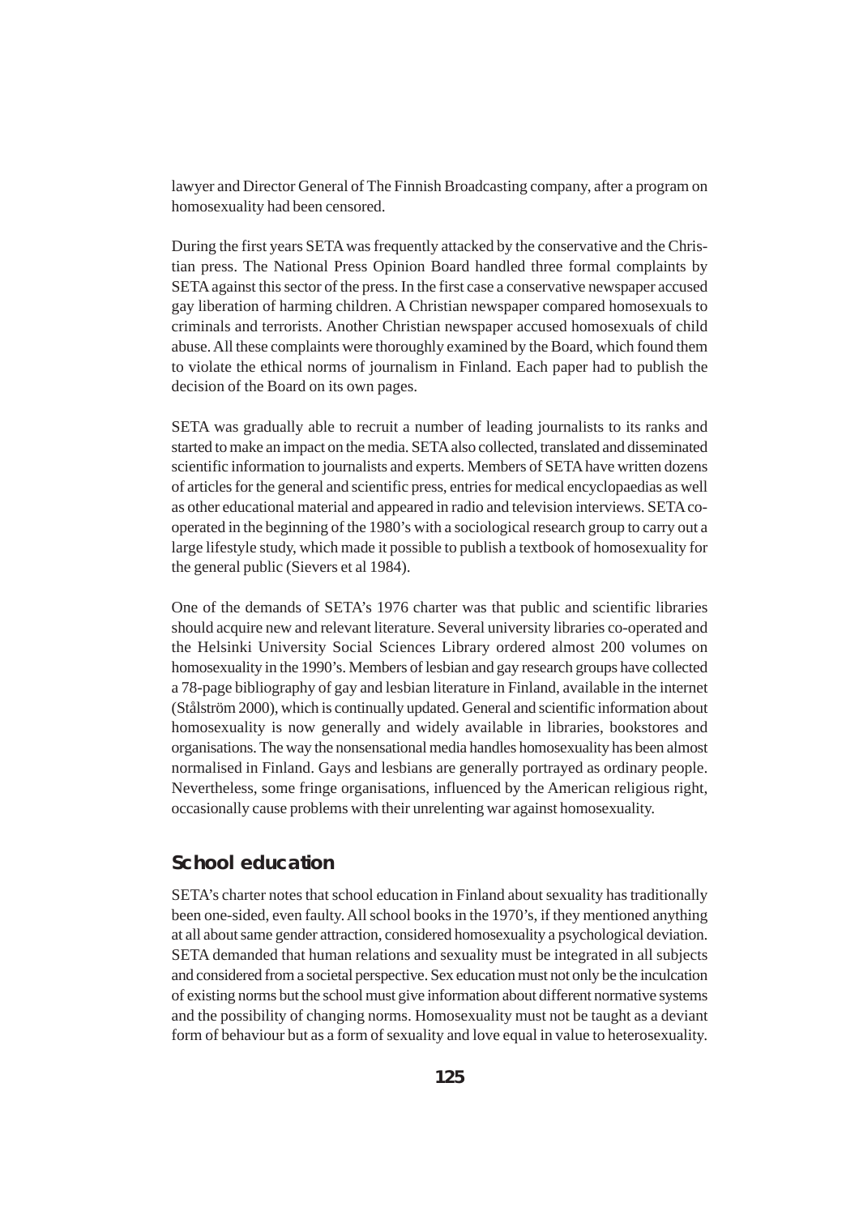lawyer and Director General of The Finnish Broadcasting company, after a program on homosexuality had been censored.

During the first years SETA was frequently attacked by the conservative and the Christian press. The National Press Opinion Board handled three formal complaints by SETA against this sector of the press. In the first case a conservative newspaper accused gay liberation of harming children. A Christian newspaper compared homosexuals to criminals and terrorists. Another Christian newspaper accused homosexuals of child abuse. All these complaints were thoroughly examined by the Board, which found them to violate the ethical norms of journalism in Finland. Each paper had to publish the decision of the Board on its own pages.

SETA was gradually able to recruit a number of leading journalists to its ranks and started to make an impact on the media. SETA also collected, translated and disseminated scientific information to journalists and experts. Members of SETA have written dozens of articles for the general and scientific press, entries for medical encyclopaedias as well as other educational material and appeared in radio and television interviews. SETA co-operated in the beginning of the 1980's with a sociological research group to carry out a large lifestyle study, which made it possible to publish a textbook of homosexuality for the general public (Sievers et al 1984).

One of the demands of SETA's 1976 charter was that public and scientific libraries should acquire new and relevant literature. Several university libraries co-operated and the Helsinki University Social Sciences Library ordered almost 200 volumes on homosexuality in the 1990's. Members of lesbian and gay research groups have collected a 78-page bibliography of gay and lesbian literature in Finland, available in the internet (Stålström 2000), which is continually updated. General and scientific information about homosexuality is now generally and widely available in libraries, bookstores and organisations. The way the nonsensational media handles homosexuality has been almost normalised in Finland. Gays and lesbians are generally portrayed as ordinary people. Nevertheless, some fringe organisations, influenced by the American religious right, occasionally cause problems with their unrelenting war against homosexuality.

## School education

SETA's charter notes that school education in Finland about sexuality has traditionally been one-sided, even faulty. All school books in the 1970's, if they mentioned anything at all about same gender attraction, considered homosexuality a psychological deviation. SETA demanded that human relations and sexuality must be integrated in all subjects and considered from a societal perspective. Sex education must not only be the inculcation of existing norms but the school must give information about different normative systems and the possibility of changing norms. Homosexuality must not be taught as a deviant form of behaviour but as a form of sexuality and love equal in value to heterosexuality.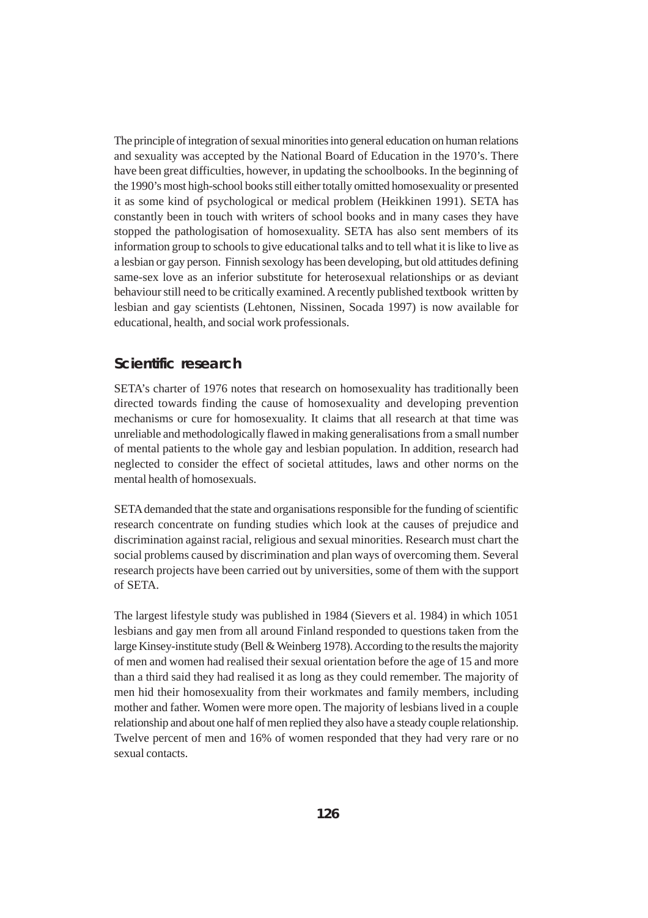The principle of integration of sexual minorities into general education on human relations and sexuality was accepted by the National Board of Education in the 1970's. There have been great difficulties, however, in updating the schoolbooks. In the beginning of the 1990's most high-school books still either totally omitted homosexuality or presented it as some kind of psychological or medical problem (Heikkinen 1991). SETA has constantly been in touch with writers of school books and in many cases they have stopped the pathologisation of homosexuality. SETA has also sent members of its information group to schools to give educational talks and to tell what it is like to live as a lesbian or gay person. Finnish sexology has been developing, but old attitudes defining same-sex love as an inferior substitute for heterosexual relationships or as deviant behaviour still need to be critically examined. A recently published textbook written by lesbian and gay scientists (Lehtonen, Nissinen, Socada 1997) is now available for educational, health, and social work professionals.

## Scientific research

SETA's charter of 1976 notes that research on homosexuality has traditionally been directed towards finding the cause of homosexuality and developing prevention mechanisms or cure for homosexuality. It claims that all research at that time was unreliable and methodologically flawed in making generalisations from a small number of mental patients to the whole gay and lesbian population. In addition, research had neglected to consider the effect of societal attitudes, laws and other norms on the mental health of homosexuals.

SETA demanded that the state and organisations responsible for the funding of scientific research concentrate on funding studies which look at the causes of prejudice and discrimination against racial, religious and sexual minorities. Research must chart the social problems caused by discrimination and plan ways of overcoming them. Several research projects have been carried out by universities, some of them with the support of SETA.

The largest lifestyle study was published in 1984 (Sievers et al. 1984) in which 1051 lesbians and gay men from all around Finland responded to questions taken from the large Kinsey-institute study (Bell & Weinberg 1978). According to the results the majority of men and women had realised their sexual orientation before the age of 15 and more than a third said they had realised it as long as they could remember. The majority of men hid their homosexuality from their workmates and family members, including mother and father. Women were more open. The majority of lesbians lived in a couple relationship and about one half of men replied they also have a steady couple relationship. Twelve percent of men and 16% of women responded that they had very rare or no sexual contacts.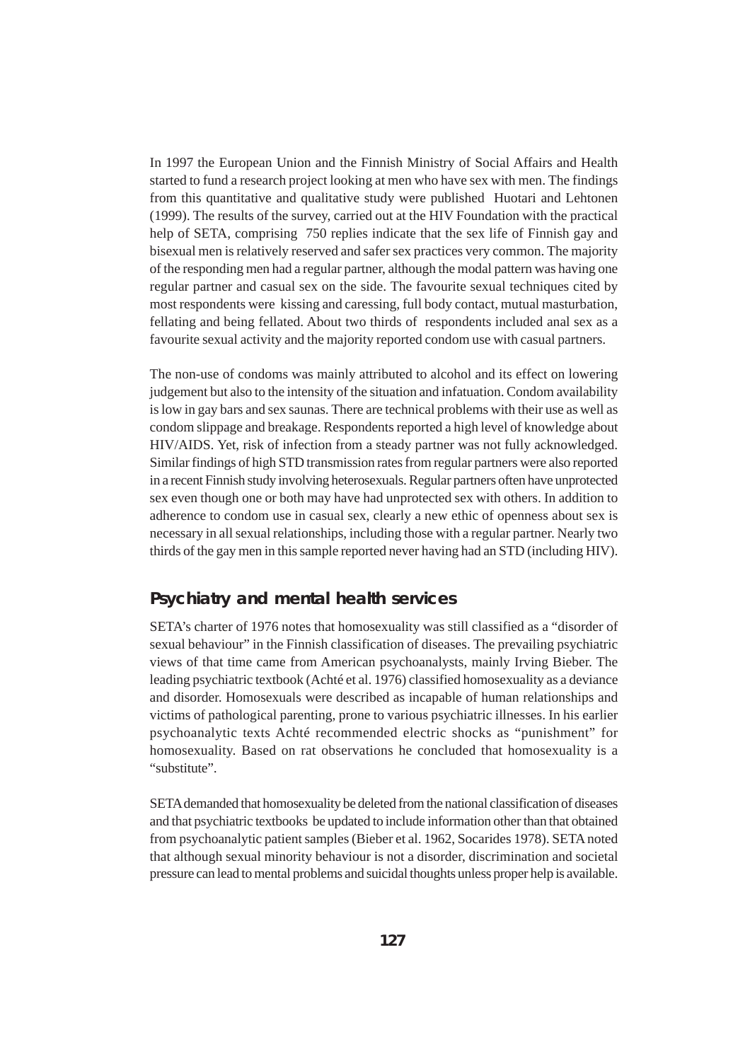In 1997 the European Union and the Finnish Ministry of Social Affairs and Health started to fund a research project looking at men who have sex with men. The findings from this quantitative and qualitative study were published Huotari and Lehtonen (1999). The results of the survey, carried out at the HIV Foundation with the practical help of SETA, comprising 750 replies indicate that the sex life of Finnish gay and bisexual men is relatively reserved and safer sex practices very common. The majority of the responding men had a regular partner, although the modal pattern was having one regular partner and casual sex on the side. The favourite sexual techniques cited by most respondents were kissing and caressing, full body contact, mutual masturbation, fellating and being fellated. About two thirds of respondents included anal sex as a favourite sexual activity and the majority reported condom use with casual partners.

The non-use of condoms was mainly attributed to alcohol and its effect on lowering judgement but also to the intensity of the situation and infatuation. Condom availability is low in gay bars and sex saunas. There are technical problems with their use as well as condom slippage and breakage. Respondents reported a high level of knowledge about HIV/AIDS. Yet, risk of infection from a steady partner was not fully acknowledged. Similar findings of high STD transmission rates from regular partners were also reported in a recent Finnish study involving heterosexuals. Regular partners often have unprotected sex even though one or both may have had unprotected sex with others. In addition to adherence to condom use in casual sex, clearly a new ethic of openness about sex is necessary in all sexual relationships, including those with a regular partner. Nearly two thirds of the gay men in this sample reported never having had an STD (including HIV).

## Psychiatry and mental health services

SETA's charter of 1976 notes that homosexuality was still classified as a "disorder of sexual behaviour" in the Finnish classification of diseases. The prevailing psychiatric views of that time came from American psychoanalysts, mainly Irving Bieber. The leading psychiatric textbook (Achté et al. 1976) classified homosexuality as a deviance and disorder. Homosexuals were described as incapable of human relationships and victims of pathological parenting, prone to various psychiatric illnesses. In his earlier psychoanalytic texts Achté recommended electric shocks as "punishment" for homosexuality. Based on rat observations he concluded that homosexuality is a "substitute".

SETA demanded that homosexuality be deleted from the national classification of diseases and that psychiatric textbooks be updated to include information other than that obtained from psychoanalytic patient samples (Bieber et al. 1962, Socarides 1978). SETA noted that although sexual minority behaviour is not a disorder, discrimination and societal pressure can lead to mental problems and suicidal thoughts unless proper help is available.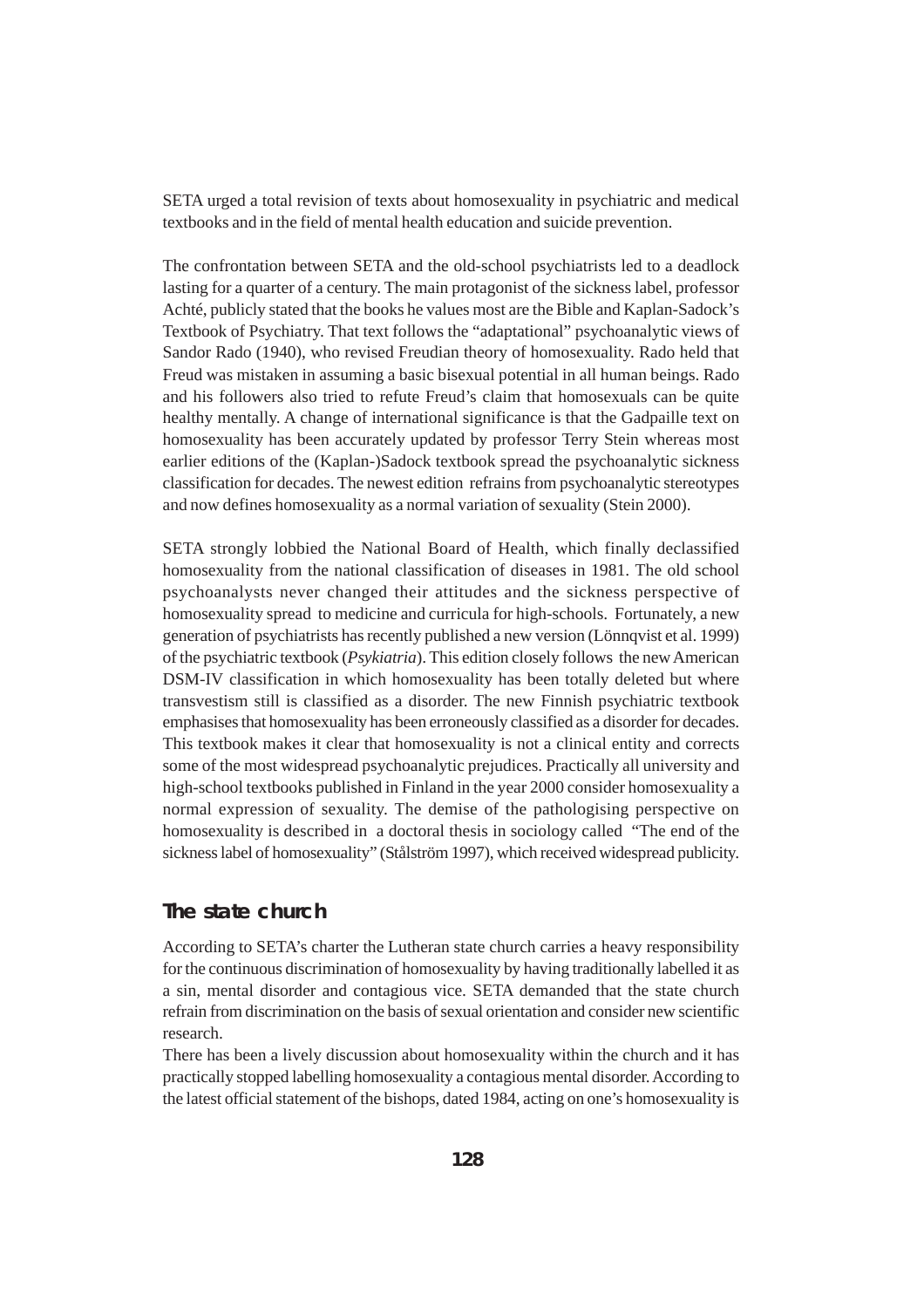SETA urged a total revision of texts about homosexuality in psychiatric and medical textbooks and in the field of mental health education and suicide prevention.

The confrontation between SETA and the old-school psychiatrists led to a deadlock lasting for a quarter of a century. The main protagonist of the sickness label, professor Achté, publicly stated that the books he values most are the Bible and Kaplan-Sadock's Textbook of Psychiatry. That text follows the "adaptational" psychoanalytic views of Sandor Rado (1940), who revised Freudian theory of homosexuality. Rado held that Freud was mistaken in assuming a basic bisexual potential in all human beings. Rado and his followers also tried to refute Freud's claim that homosexuals can be quite healthy mentally. A change of international significance is that the Gadpaille text on homosexuality has been accurately updated by professor Terry Stein whereas most earlier editions of the (Kaplan-)Sadock textbook spread the psychoanalytic sickness classification for decades. The newest edition refrains from psychoanalytic stereotypes and now defines homosexuality as a normal variation of sexuality (Stein 2000).

SETA strongly lobbied the National Board of Health, which finally declassified homosexuality from the national classification of diseases in 1981. The old school psychoanalysts never changed their attitudes and the sickness perspective of homosexuality spread to medicine and curricula for high-schools. Fortunately, a new generation of psychiatrists has recently published a new version (Lönnqvist et al. 1999) of the psychiatric textbook (*Psykiatria*). This edition closely follows the new American DSM-IV classification in which homosexuality has been totally deleted but where transvestism still is classified as a disorder. The new Finnish psychiatric textbook emphasises that homosexuality has been erroneously classified as a disorder for decades. This textbook makes it clear that homosexuality is not a clinical entity and corrects some of the most widespread psychoanalytic prejudices. Practically all university and high-school textbooks published in Finland in the year 2000 consider homosexuality a normal expression of sexuality. The demise of the pathologising perspective on homosexuality is described in a doctoral thesis in sociology called "The end of the sickness label of homosexuality" (Stålström 1997), which received widespread publicity.

## The state church

According to SETA's charter the Lutheran state church carries a heavy responsibility for the continuous discrimination of homosexuality by having traditionally labelled it as a sin, mental disorder and contagious vice. SETA demanded that the state church refrain from discrimination on the basis of sexual orientation and consider new scientific research.

There has been a lively discussion about homosexuality within the church and it has practically stopped labelling homosexuality a contagious mental disorder. According to the latest official statement of the bishops, dated 1984, acting on one's homosexuality is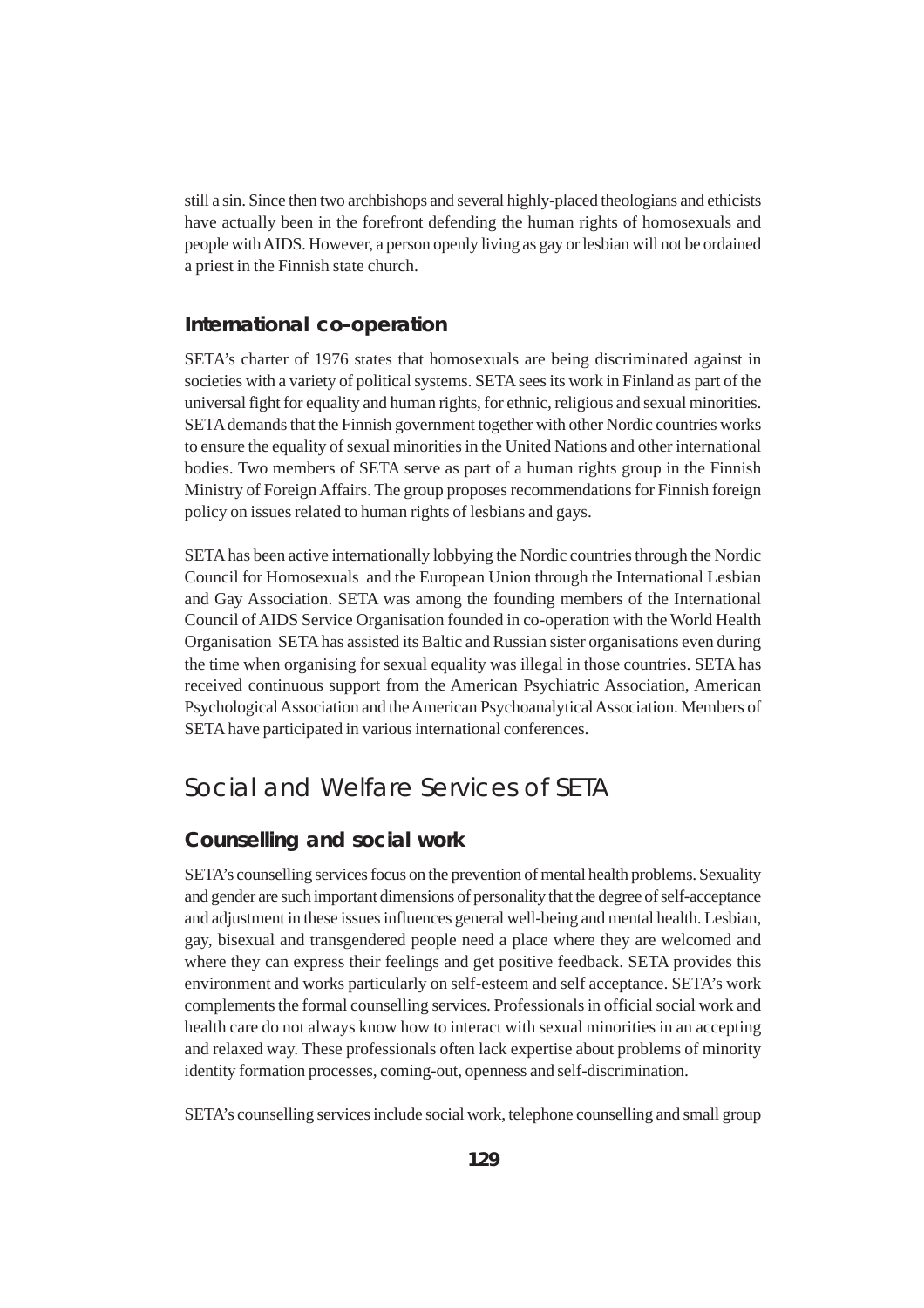still a sin. Since then two archbishops and several highly-placed theologians and ethicists have actually been in the forefront defending the human rights of homosexuals and people with AIDS. However, a person openly living as gay or lesbian will not be ordained a priest in the Finnish state church.

### International co-operation

SETA's charter of 1976 states that homosexuals are being discriminated against in societies with a variety of political systems. SETA sees its work in Finland as part of the universal fight for equality and human rights, for ethnic, religious and sexual minorities. SETA demands that the Finnish government together with other Nordic countries works to ensure the equality of sexual minorities in the United Nations and other international bodies. Two members of SETA serve as part of a human rights group in the Finnish Ministry of Foreign Affairs. The group proposes recommendations for Finnish foreign policy on issues related to human rights of lesbians and gays.

SETA has been active internationally lobbying the Nordic countries through the Nordic Council for Homosexuals and the European Union through the International Lesbian and Gay Association. SETA was among the founding members of the International Council of AIDS Service Organisation founded in co-operation with the World Health Organisation SETA has assisted its Baltic and Russian sister organisations even during the time when organising for sexual equality was illegal in those countries. SETA has received continuous support from the American Psychiatric Association, American Psychological Association and the American Psychoanalytical Association. Members of SETA have participated in various international conferences.

## Social and Welfare Services of SETA

### Counselling and social work

SETA's counselling services focus on the prevention of mental health problems. Sexuality and gender are such important dimensions of personality that the degree of self-acceptance and adjustment in these issues influences general well-being and mental health. Lesbian, gay, bisexual and transgendered people need a place where they are welcomed and where they can express their feelings and get positive feedback. SETA provides this environment and works particularly on self-esteem and self acceptance. SETA's work complements the formal counselling services. Professionals in official social work and health care do not always know how to interact with sexual minorities in an accepting and relaxed way. These professionals often lack expertise about problems of minority identity formation processes, coming-out, openness and self-discrimination.

SETA's counselling services include social work, telephone counselling and small group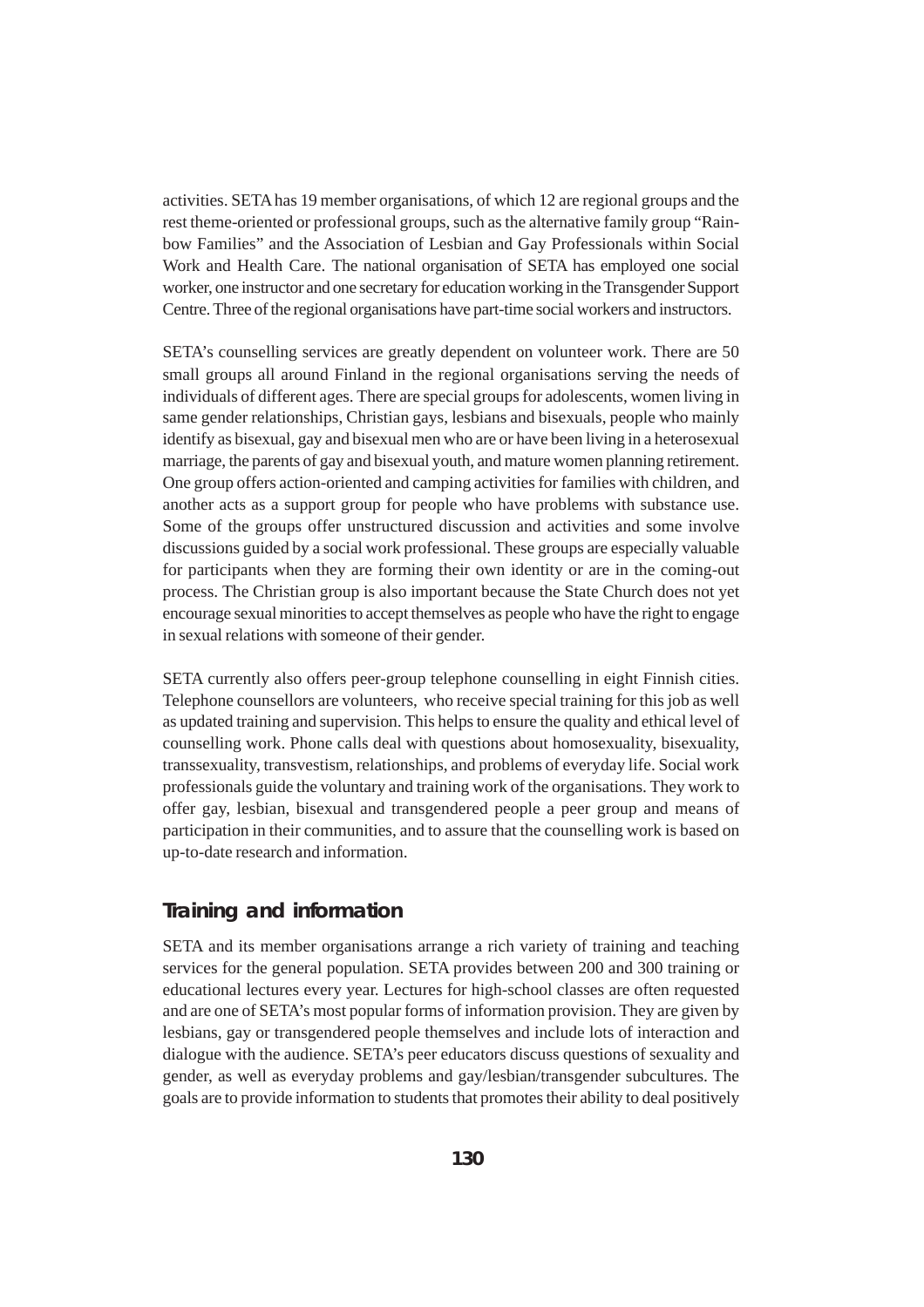activities. SETA has 19 member organisations, of which 12 are regional groups and the rest theme-oriented or professional groups, such as the alternative family group "Rainbow Families" and the Association of Lesbian and Gay Professionals within Social Work and Health Care. The national organisation of SETA has employed one social worker, one instructor and one secretary for education working in the Transgender Support Centre. Three of the regional organisations have part-time social workers and instructors.

SETA's counselling services are greatly dependent on volunteer work. There are 50 small groups all around Finland in the regional organisations serving the needs of individuals of different ages. There are special groups for adolescents, women living in same gender relationships, Christian gays, lesbians and bisexuals, people who mainly identify as bisexual, gay and bisexual men who are or have been living in a heterosexual marriage, the parents of gay and bisexual youth, and mature women planning retirement. One group offers action-oriented and camping activities for families with children, and another acts as a support group for people who have problems with substance use. Some of the groups offer unstructured discussion and activities and some involve discussions guided by a social work professional. These groups are especially valuable for participants when they are forming their own identity or are in the coming-out process. The Christian group is also important because the State Church does not yet encourage sexual minorities to accept themselves as people who have the right to engage in sexual relations with someone of their gender.

SETA currently also offers peer-group telephone counselling in eight Finnish cities. Telephone counsellors are volunteers, who receive special training for this job as well as updated training and supervision. This helps to ensure the quality and ethical level of counselling work. Phone calls deal with questions about homosexuality, bisexuality, transsexuality, transvestism, relationships, and problems of everyday life. Social work professionals guide the voluntary and training work of the organisations. They work to offer gay, lesbian, bisexual and transgendered people a peer group and means of participation in their communities, and to assure that the counselling work is based on up-to-date research and information.

## Training and information

SETA and its member organisations arrange a rich variety of training and teaching services for the general population. SETA provides between 200 and 300 training or educational lectures every year. Lectures for high-school classes are often requested and are one of SETA's most popular forms of information provision. They are given by lesbians, gay or transgendered people themselves and include lots of interaction and dialogue with the audience. SETA's peer educators discuss questions of sexuality and gender, as well as everyday problems and gay/lesbian/transgender subcultures. The goals are to provide information to students that promotes their ability to deal positively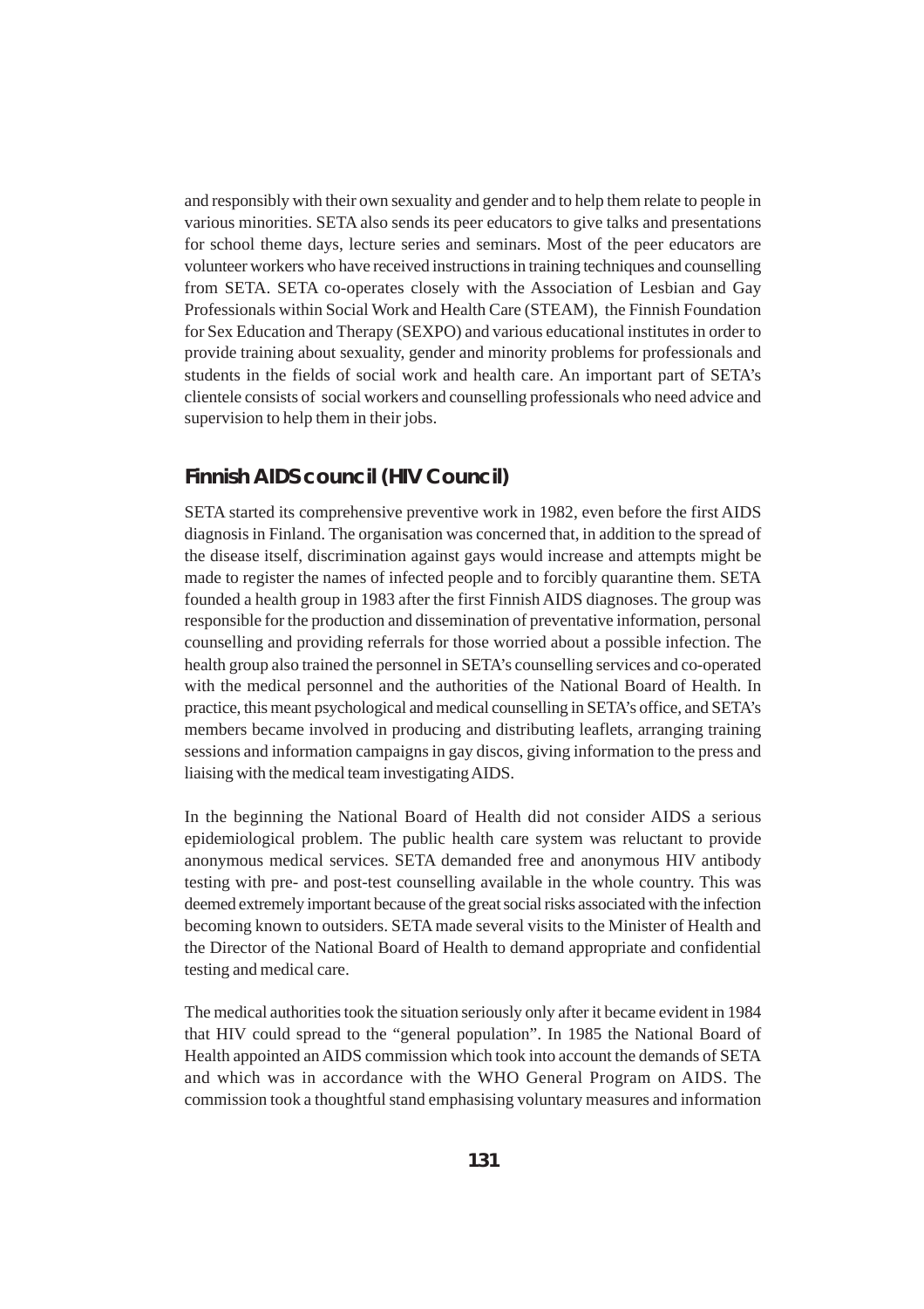and responsibly with their own sexuality and gender and to help them relate to people in various minorities. SETA also sends its peer educators to give talks and presentations for school theme days, lecture series and seminars. Most of the peer educators are volunteer workers who have received instructions in training techniques and counselling from SETA. SETA co-operates closely with the Association of Lesbian and Gay Professionals within Social Work and Health Care (STEAM), the Finnish Foundation for Sex Education and Therapy (SEXPO) and various educational institutes in order to provide training about sexuality, gender and minority problems for professionals and students in the fields of social work and health care. An important part of SETA's clientele consists of social workers and counselling professionals who need advice and supervision to help them in their jobs.

## Finnish AIDS council (HIV Council)

SETA started its comprehensive preventive work in 1982, even before the first AIDS diagnosis in Finland. The organisation was concerned that, in addition to the spread of the disease itself, discrimination against gays would increase and attempts might be made to register the names of infected people and to forcibly quarantine them. SETA founded a health group in 1983 after the first Finnish AIDS diagnoses. The group was responsible for the production and dissemination of preventative information, personal counselling and providing referrals for those worried about a possible infection. The health group also trained the personnel in SETA's counselling services and co-operated with the medical personnel and the authorities of the National Board of Health. In practice, this meant psychological and medical counselling in SETA's office, and SETA's members became involved in producing and distributing leaflets, arranging training sessions and information campaigns in gay discos, giving information to the press and liaising with the medical team investigating AIDS.

In the beginning the National Board of Health did not consider AIDS a serious epidemiological problem. The public health care system was reluctant to provide anonymous medical services. SETA demanded free and anonymous HIV antibody testing with pre- and post-test counselling available in the whole country. This was deemed extremely important because of the great social risks associated with the infection becoming known to outsiders. SETA made several visits to the Minister of Health and the Director of the National Board of Health to demand appropriate and confidential testing and medical care.

The medical authorities took the situation seriously only after it became evident in 1984 that HIV could spread to the "general population". In 1985 the National Board of Health appointed an AIDS commission which took into account the demands of SETA and which was in accordance with the WHO General Program on AIDS. The commission took a thoughtful stand emphasising voluntary measures and information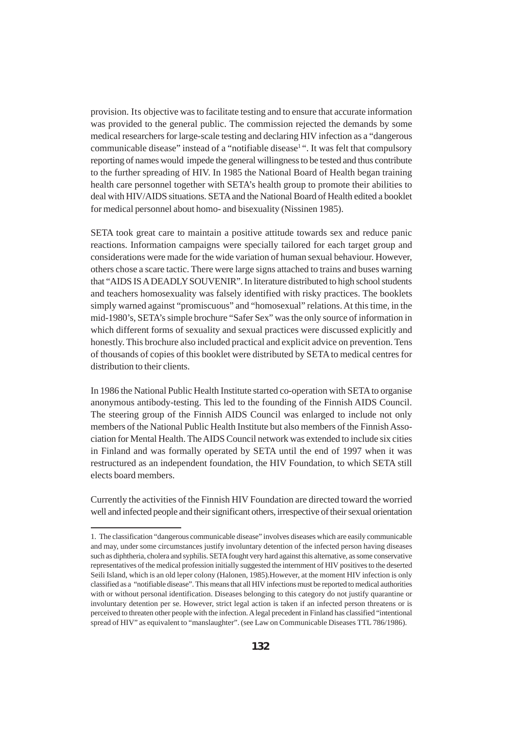provision. Its objective was to facilitate testing and to ensure that accurate information was provided to the general public. The commission rejected the demands by some medical researchers for large-scale testing and declaring HIV infection as a "dangerous communicable disease" instead of a "notifiable disease[1]". It was felt that compulsory reporting of names would impede the general willingness to be tested and thus contribute to the further spreading of HIV. In 1985 the National Board of Health began training health care personnel together with SETA's health group to promote their abilities to deal with HIV/AIDS situations. SETA and the National Board of Health edited a booklet for medical personnel about homo- and bisexuality (Nissinen 1985).

SETA took great care to maintain a positive attitude towards sex and reduce panic reactions. Information campaigns were specially tailored for each target group and considerations were made for the wide variation of human sexual behaviour. However, others chose a scare tactic. There were large signs attached to trains and buses warning that "AIDS IS A DEADLY SOUVENIR". In literature distributed to high school students and teachers homosexuality was falsely identified with risky practices. The booklets simply warned against "promiscuous" and "homosexual" relations. At this time, in the mid-1980's, SETA's simple brochure "Safer Sex" was the only source of information in which different forms of sexuality and sexual practices were discussed explicitly and honestly. This brochure also included practical and explicit advice on prevention. Tens of thousands of copies of this booklet were distributed by SETA to medical centres for distribution to their clients.

In 1986 the National Public Health Institute started co-operation with SETA to organise anonymous antibody-testing. This led to the founding of the Finnish AIDS Council. The steering group of the Finnish AIDS Council was enlarged to include not only members of the National Public Health Institute but also members of the Finnish Association for Mental Health. The AIDS Council network was extended to include six cities in Finland and was formally operated by SETA until the end of 1997 when it was restructured as an independent foundation, the HIV Foundation, to which SETA still elects board members.

Currently the activities of the Finnish HIV Foundation are directed toward the worried well and infected people and their significant others, irrespective of their sexual orientation

---

1. The classification "dangerous communicable disease" involves diseases which are easily communicable and may, under some circumstances justify involuntary detention of the infected person having diseases such as diphtheria, cholera and syphilis. SETA fought very hard against this alternative, as some conservative representatives of the medical profession initially suggested the internment of HIV positives to the deserted Seili Island, which is an old leper colony (Halonen, 1985).However, at the moment HIV infection is only classified as a "notifiable disease". This means that all HIV infections must be reported to medical authorities with or without personal identification. Diseases belonging to this category do not justify quarantine or involuntary detention per se. However, strict legal action is taken if an infected person threatens or is perceived to threaten other people with the infection. A legal precedent in Finland has classified "intentional spread of HIV" as equivalent to "manslaughter". (see Law on Communicable Diseases TTL 786/1986).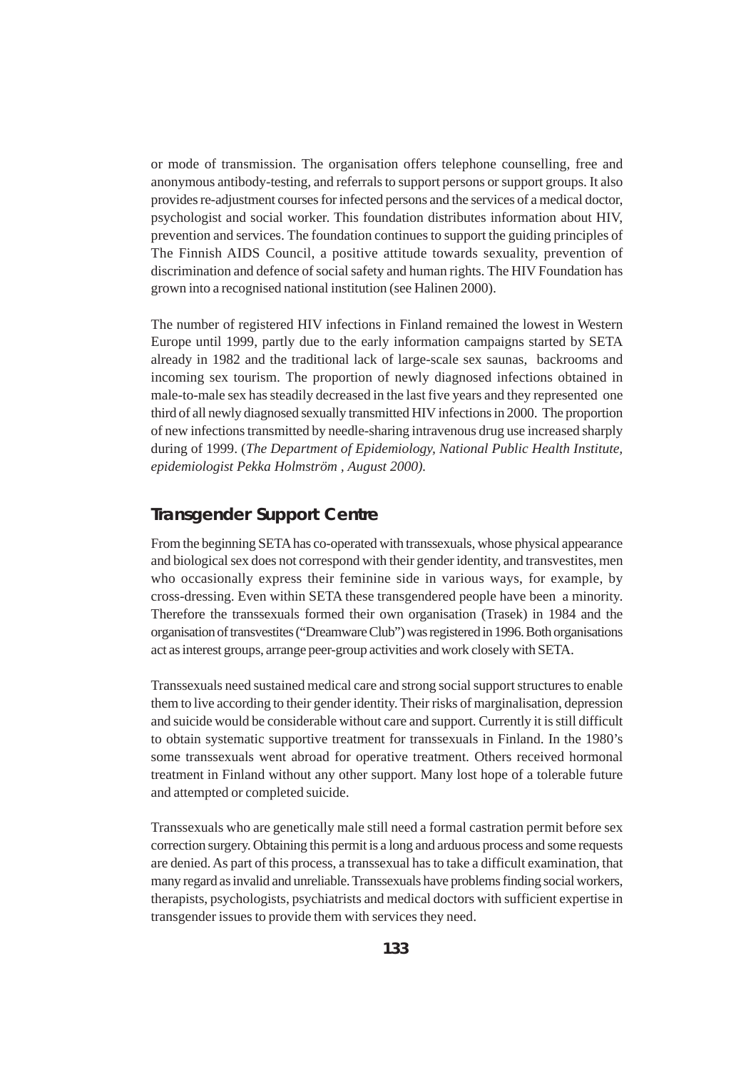or mode of transmission. The organisation offers telephone counselling, free and anonymous antibody-testing, and referrals to support persons or support groups. It also provides re-adjustment courses for infected persons and the services of a medical doctor, psychologist and social worker. This foundation distributes information about HIV, prevention and services. The foundation continues to support the guiding principles of The Finnish AIDS Council, a positive attitude towards sexuality, prevention of discrimination and defence of social safety and human rights. The HIV Foundation has grown into a recognised national institution (see Halinen 2000).

The number of registered HIV infections in Finland remained the lowest in Western Europe until 1999, partly due to the early information campaigns started by SETA already in 1982 and the traditional lack of large-scale sex saunas, backrooms and incoming sex tourism. The proportion of newly diagnosed infections obtained in male-to-male sex has steadily decreased in the last five years and they represented one third of all newly diagnosed sexually transmitted HIV infections in 2000. The proportion of new infections transmitted by needle-sharing intravenous drug use increased sharply during of 1999. (*The Department of Epidemiology, National Public Health Institute, epidemiologist Pekka Holmström , August 2000).*

## Transgender Support Centre

From the beginning SETA has co-operated with transsexuals, whose physical appearance and biological sex does not correspond with their gender identity, and transvestites, men who occasionally express their feminine side in various ways, for example, by cross-dressing. Even within SETA these transgendered people have been a minority. Therefore the transsexuals formed their own organisation (Trasek) in 1984 and the organisation of transvestites ("Dreamware Club") was registered in 1996. Both organisations act as interest groups, arrange peer-group activities and work closely with SETA.

Transsexuals need sustained medical care and strong social support structures to enable them to live according to their gender identity. Their risks of marginalisation, depression and suicide would be considerable without care and support. Currently it is still difficult to obtain systematic supportive treatment for transsexuals in Finland. In the 1980's some transsexuals went abroad for operative treatment. Others received hormonal treatment in Finland without any other support. Many lost hope of a tolerable future and attempted or completed suicide.

Transsexuals who are genetically male still need a formal castration permit before sex correction surgery. Obtaining this permit is a long and arduous process and some requests are denied. As part of this process, a transsexual has to take a difficult examination, that many regard as invalid and unreliable. Transsexuals have problems finding social workers, therapists, psychologists, psychiatrists and medical doctors with sufficient expertise in transgender issues to provide them with services they need.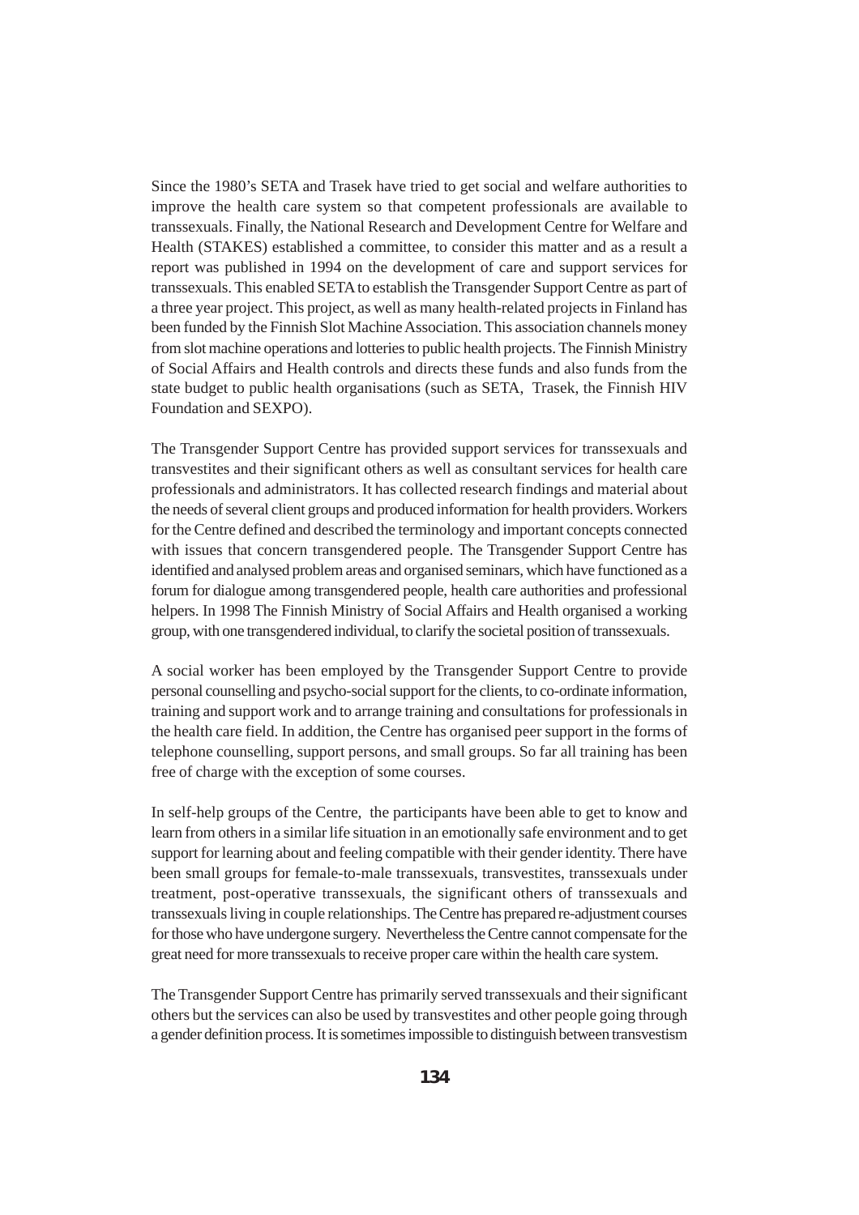Since the 1980's SETA and Trasek have tried to get social and welfare authorities to improve the health care system so that competent professionals are available to transsexuals. Finally, the National Research and Development Centre for Welfare and Health (STAKES) established a committee, to consider this matter and as a result a report was published in 1994 on the development of care and support services for transsexuals. This enabled SETA to establish the Transgender Support Centre as part of a three year project. This project, as well as many health-related projects in Finland has been funded by the Finnish Slot Machine Association. This association channels money from slot machine operations and lotteries to public health projects. The Finnish Ministry of Social Affairs and Health controls and directs these funds and also funds from the state budget to public health organisations (such as SETA, Trasek, the Finnish HIV Foundation and SEXPO).

The Transgender Support Centre has provided support services for transsexuals and transvestites and their significant others as well as consultant services for health care professionals and administrators. It has collected research findings and material about the needs of several client groups and produced information for health providers. Workers for the Centre defined and described the terminology and important concepts connected with issues that concern transgendered people. The Transgender Support Centre has identified and analysed problem areas and organised seminars, which have functioned as a forum for dialogue among transgendered people, health care authorities and professional helpers. In 1998 The Finnish Ministry of Social Affairs and Health organised a working group, with one transgendered individual, to clarify the societal position of transsexuals.

A social worker has been employed by the Transgender Support Centre to provide personal counselling and psycho-social support for the clients, to co-ordinate information, training and support work and to arrange training and consultations for professionals in the health care field. In addition, the Centre has organised peer support in the forms of telephone counselling, support persons, and small groups. So far all training has been free of charge with the exception of some courses.

In self-help groups of the Centre, the participants have been able to get to know and learn from others in a similar life situation in an emotionally safe environment and to get support for learning about and feeling compatible with their gender identity. There have been small groups for female-to-male transsexuals, transvestites, transsexuals under treatment, post-operative transsexuals, the significant others of transsexuals and transsexuals living in couple relationships. The Centre has prepared re-adjustment courses for those who have undergone surgery. Nevertheless the Centre cannot compensate for the great need for more transsexuals to receive proper care within the health care system.

The Transgender Support Centre has primarily served transsexuals and their significant others but the services can also be used by transvestites and other people going through a gender definition process. It is sometimes impossible to distinguish between transvestism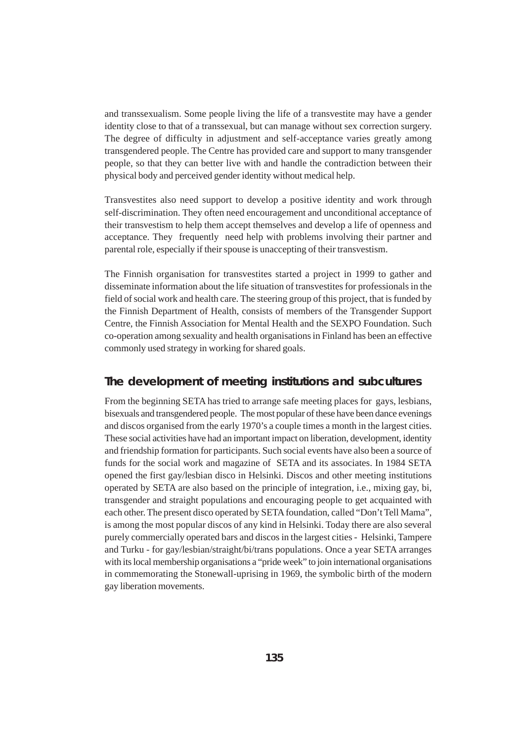and transsexualism. Some people living the life of a transvestite may have a gender identity close to that of a transsexual, but can manage without sex correction surgery. The degree of difficulty in adjustment and self-acceptance varies greatly among transgendered people. The Centre has provided care and support to many transgender people, so that they can better live with and handle the contradiction between their physical body and perceived gender identity without medical help.

Transvestites also need support to develop a positive identity and work through self-discrimination. They often need encouragement and unconditional acceptance of their transvestism to help them accept themselves and develop a life of openness and acceptance. They frequently need help with problems involving their partner and parental role, especially if their spouse is unaccepting of their transvestism.

The Finnish organisation for transvestites started a project in 1999 to gather and disseminate information about the life situation of transvestites for professionals in the field of social work and health care. The steering group of this project, that is funded by the Finnish Department of Health, consists of members of the Transgender Support Centre, the Finnish Association for Mental Health and the SEXPO Foundation. Such co-operation among sexuality and health organisations in Finland has been an effective commonly used strategy in working for shared goals.

## The development of meeting institutions and subcultures

From the beginning SETA has tried to arrange safe meeting places for gays, lesbians, bisexuals and transgendered people. The most popular of these have been dance evenings and discos organised from the early 1970's a couple times a month in the largest cities. These social activities have had an important impact on liberation, development, identity and friendship formation for participants. Such social events have also been a source of funds for the social work and magazine of SETA and its associates. In 1984 SETA opened the first gay/lesbian disco in Helsinki. Discos and other meeting institutions operated by SETA are also based on the principle of integration, i.e., mixing gay, bi, transgender and straight populations and encouraging people to get acquainted with each other. The present disco operated by SETA foundation, called "Don't Tell Mama", is among the most popular discos of any kind in Helsinki. Today there are also several purely commercially operated bars and discos in the largest cities - Helsinki, Tampere and Turku - for gay/lesbian/straight/bi/trans populations. Once a year SETA arranges with its local membership organisations a "pride week" to join international organisations in commemorating the Stonewall-uprising in 1969, the symbolic birth of the modern gay liberation movements.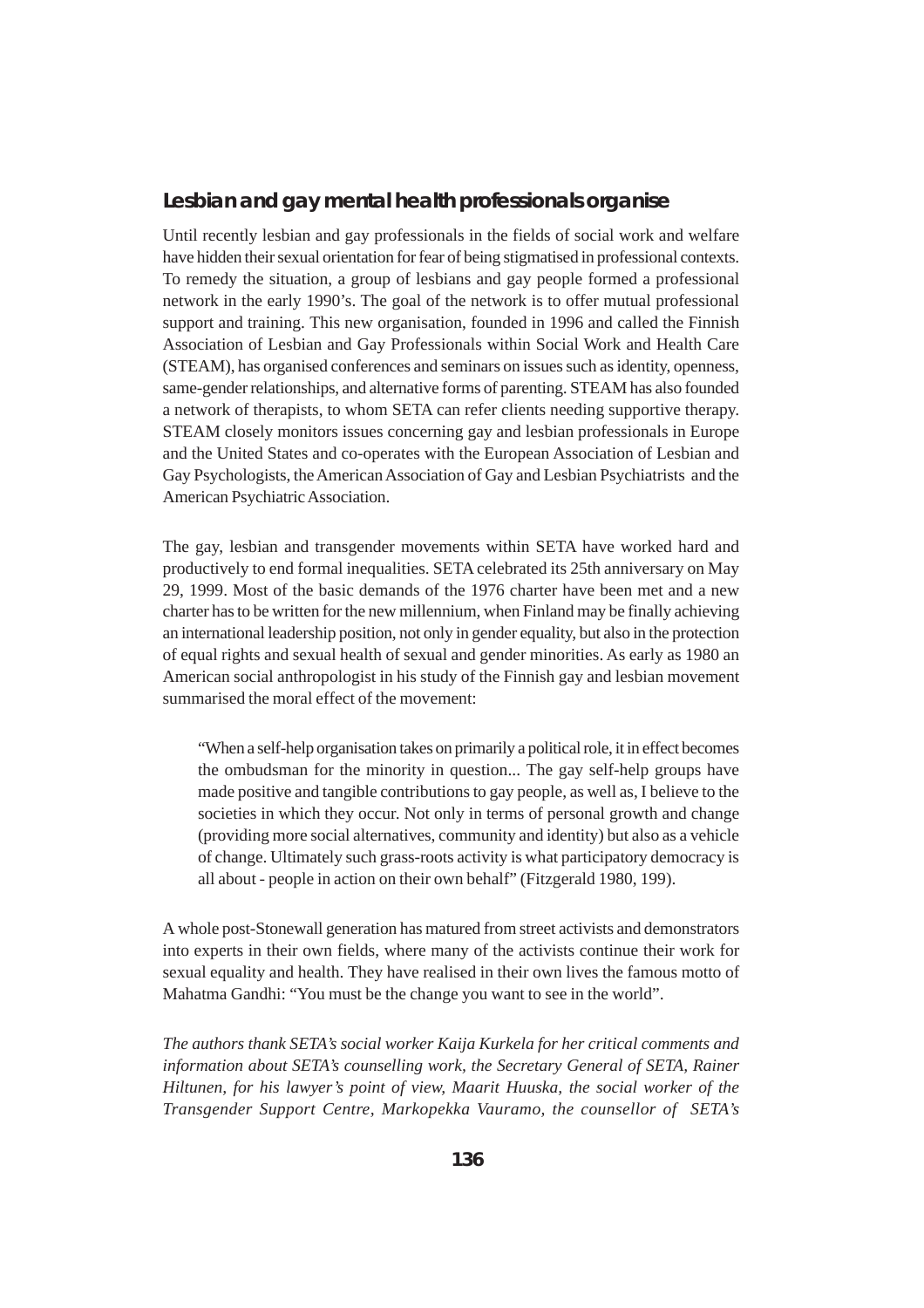## Lesbian and gay mental health professionals organise

Until recently lesbian and gay professionals in the fields of social work and welfare have hidden their sexual orientation for fear of being stigmatised in professional contexts. To remedy the situation, a group of lesbians and gay people formed a professional network in the early 1990's. The goal of the network is to offer mutual professional support and training. This new organisation, founded in 1996 and called the Finnish Association of Lesbian and Gay Professionals within Social Work and Health Care (STEAM), has organised conferences and seminars on issues such as identity, openness, same-gender relationships, and alternative forms of parenting. STEAM has also founded a network of therapists, to whom SETA can refer clients needing supportive therapy. STEAM closely monitors issues concerning gay and lesbian professionals in Europe and the United States and co-operates with the European Association of Lesbian and Gay Psychologists, the American Association of Gay and Lesbian Psychiatrists and the American Psychiatric Association.

The gay, lesbian and transgender movements within SETA have worked hard and productively to end formal inequalities. SETA celebrated its 25th anniversary on May 29, 1999. Most of the basic demands of the 1976 charter have been met and a new charter has to be written for the new millennium, when Finland may be finally achieving an international leadership position, not only in gender equality, but also in the protection of equal rights and sexual health of sexual and gender minorities. As early as 1980 an American social anthropologist in his study of the Finnish gay and lesbian movement summarised the moral effect of the movement:

> "When a self-help organisation takes on primarily a political role, it in effect becomes the ombudsman for the minority in question... The gay self-help groups have made positive and tangible contributions to gay people, as well as, I believe to the societies in which they occur. Not only in terms of personal growth and change (providing more social alternatives, community and identity) but also as a vehicle of change. Ultimately such grass-roots activity is what participatory democracy is all about - people in action on their own behalf" (Fitzgerald 1980, 199).

A whole post-Stonewall generation has matured from street activists and demonstrators into experts in their own fields, where many of the activists continue their work for sexual equality and health. They have realised in their own lives the famous motto of Mahatma Gandhi: "You must be the change you want to see in the world".

*The authors thank SETA's social worker Kaija Kurkela for her critical comments and information about SETA's counselling work, the Secretary General of SETA, Rainer Hiltunen, for his lawyer's point of view, Maarit Huuska, the social worker of the Transgender Support Centre, Markopekka Vauramo, the counsellor of SETA's*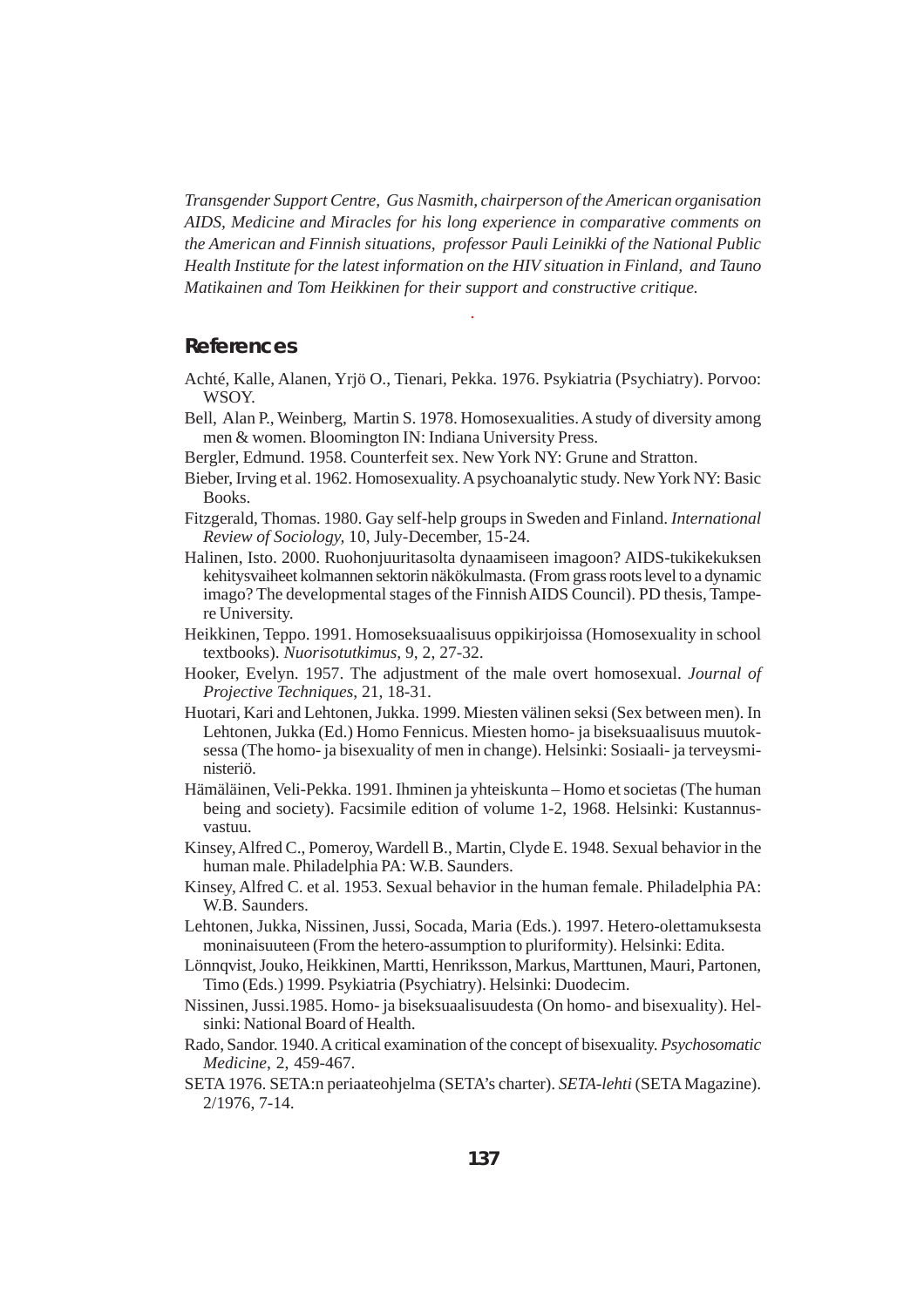*Transgender Support Centre, Gus Nasmith, chairperson of the American organisation AIDS, Medicine and Miracles for his long experience in comparative comments on the American and Finnish situations, professor Pauli Leinikki of the National Public Health Institute for the latest information on the HIV situation in Finland, and Tauno Matikainen and Tom Heikkinen for their support and constructive critique.*

## References

Achté, Kalle, Alanen, Yrjö O., Tienari, Pekka. 1976. Psykiatria (Psychiatry). Porvoo: WSOY.

Bell, Alan P., Weinberg, Martin S. 1978. Homosexualities. A study of diversity among men & women. Bloomington IN: Indiana University Press.

Bergler, Edmund. 1958. Counterfeit sex. New York NY: Grune and Stratton.

Bieber, Irving et al. 1962. Homosexuality. A psychoanalytic study. New York NY: Basic Books.

Fitzgerald, Thomas. 1980. Gay self-help groups in Sweden and Finland. *International Review of Sociology,* 10, July-December, 15-24.

Halinen, Isto. 2000. Ruohonjuuritasolta dynaamiseen imagoon? AIDS-tukikekuksen kehitysvaiheet kolmannen sektorin näkökulmasta. (From grass roots level to a dynamic imago? The developmental stages of the Finnish AIDS Council). PD thesis, Tampere University.

Heikkinen, Teppo. 1991. Homoseksuaalisuus oppikirjoissa (Homosexuality in school textbooks). *Nuorisotutkimus,* 9, 2, 27-32.

Hooker, Evelyn. 1957. The adjustment of the male overt homosexual. *Journal of Projective Techniques,* 21, 18-31.

Huotari, Kari and Lehtonen, Jukka. 1999. Miesten välinen seksi (Sex between men). In Lehtonen, Jukka (Ed.) Homo Fennicus. Miesten homo- ja biseksuaalisuus muutoksessa (The homo- ja bisexuality of men in change). Helsinki: Sosiaali- ja terveysministeriö.

Hämäläinen, Veli-Pekka. 1991. Ihminen ja yhteiskunta – Homo et societas (The human being and society). Facsimile edition of volume 1-2, 1968. Helsinki: Kustannusvastuu.

Kinsey, Alfred C., Pomeroy, Wardell B., Martin, Clyde E. 1948. Sexual behavior in the human male. Philadelphia PA: W.B. Saunders.

Kinsey, Alfred C. et al. 1953. Sexual behavior in the human female. Philadelphia PA: W.B. Saunders.

Lehtonen, Jukka, Nissinen, Jussi, Socada, Maria (Eds.). 1997. Hetero-olettamuksesta moninaisuuteen (From the hetero-assumption to pluriformity). Helsinki: Edita.

Lönnqvist, Jouko, Heikkinen, Martti, Henriksson, Markus, Marttunen, Mauri, Partonen, Timo (Eds.) 1999. Psykiatria (Psychiatry). Helsinki: Duodecim.

Nissinen, Jussi.1985. Homo- ja biseksuaalisuudesta (On homo- and bisexuality). Helsinki: National Board of Health.

Rado, Sandor. 1940. A critical examination of the concept of bisexuality. *Psychosomatic Medicine,* 2, 459-467.

SETA 1976. SETA:n periaateohjelma (SETA's charter). *SETA-lehti* (SETA Magazine). 2/1976, 7-14.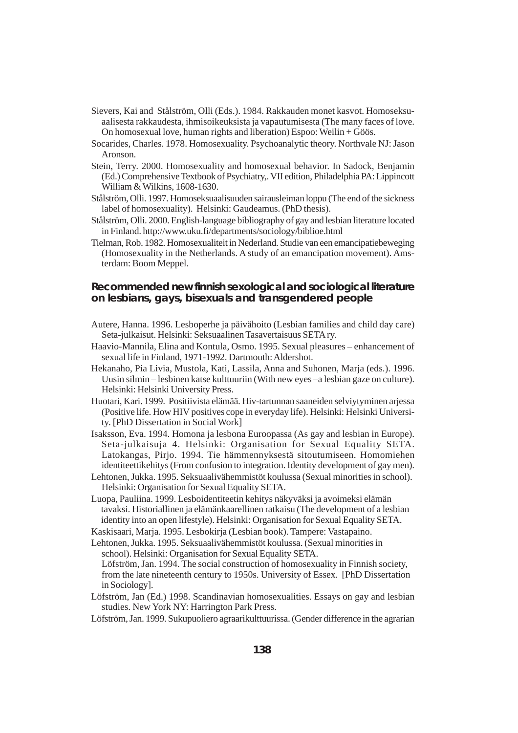Sievers, Kai and Stålström, Olli (Eds.). 1984. Rakkauden monet kasvot. Homoseksuaalisesta rakkaudesta, ihmisoikeuksista ja vapautumisesta (The many faces of love. On homosexual love, human rights and liberation) Espoo: Weilin + Göös.

Socarides, Charles. 1978. Homosexuality. Psychoanalytic theory. Northvale NJ: Jason Aronson.

Stein, Terry. 2000. Homosexuality and homosexual behavior. In Sadock, Benjamin (Ed.) Comprehensive Textbook of Psychiatry,. VII edition, Philadelphia PA: Lippincott William & Wilkins, 1608-1630.

Stålström, Olli. 1997. Homoseksuaalisuuden sairausleiman loppu (The end of the sickness label of homosexuality). Helsinki: Gaudeamus. (PhD thesis).

Stålström, Olli. 2000. English-language bibliography of gay and lesbian literature located in Finland. http://www.uku.fi/departments/sociology/biblioe.html

Tielman, Rob. 1982. Homosexualiteit in Nederland. Studie van een emancipatiebeweging (Homosexuality in the Netherlands. A study of an emancipation movement). Amsterdam: Boom Meppel.

## Recommended new finnish sexological and sociological literature on lesbians, gays, bisexuals and transgendered people

Autere, Hanna. 1996. Lesboperhe ja päivähoito (Lesbian families and child day care) Seta-julkaisut. Helsinki: Seksuaalinen Tasavertaisuus SETA ry.

Haavio-Mannila, Elina and Kontula, Osmo. 1995. Sexual pleasures – enhancement of sexual life in Finland, 1971-1992. Dartmouth: Aldershot.

Hekanaho, Pia Livia, Mustola, Kati, Lassila, Anna and Suhonen, Marja (eds.). 1996. Uusin silmin – lesbinen katse kulttuuriin (With new eyes –a lesbian gaze on culture). Helsinki: Helsinki University Press.

Huotari, Kari. 1999. Positiivista elämää. Hiv-tartunnan saaneiden selviytyminen arjessa (Positive life. How HIV positives cope in everyday life). Helsinki: Helsinki University. [PhD Dissertation in Social Work]

Isaksson, Eva. 1994. Homona ja lesbona Euroopassa (As gay and lesbian in Europe). Seta-julkaisuja 4. Helsinki: Organisation for Sexual Equality SETA. Latokangas, Pirjo. 1994. Tie hämmennyksestä sitoutumiseen. Homomiehen identiteettikehitys (From confusion to integration. Identity development of gay men).

Lehtonen, Jukka. 1995. Seksuaalivähemmistöt koulussa (Sexual minorities in school). Helsinki: Organisation for Sexual Equality SETA.

Luopa, Pauliina. 1999. Lesboidentiteetin kehitys näkyväksi ja avoimeksi elämän tavaksi. Historiallinen ja elämänkaarellinen ratkaisu (The development of a lesbian identity into an open lifestyle). Helsinki: Organisation for Sexual Equality SETA.

Kaskisaari, Marja. 1995. Lesbokirja (Lesbian book). Tampere: Vastapaino.

Lehtonen, Jukka. 1995. Seksuaalivähemmistöt koulussa. (Sexual minorities in school). Helsinki: Organisation for Sexual Equality SETA.
Löfström, Jan. 1994. The social construction of homosexuality in Finnish society, from the late nineteenth century to 1950s. University of Essex. [PhD Dissertation in Sociology].

Löfström, Jan (Ed.) 1998. Scandinavian homosexualities. Essays on gay and lesbian studies. New York NY: Harrington Park Press.

Löfström, Jan. 1999. Sukupuoliero agraarikulttuurissa. (Gender difference in the agrarian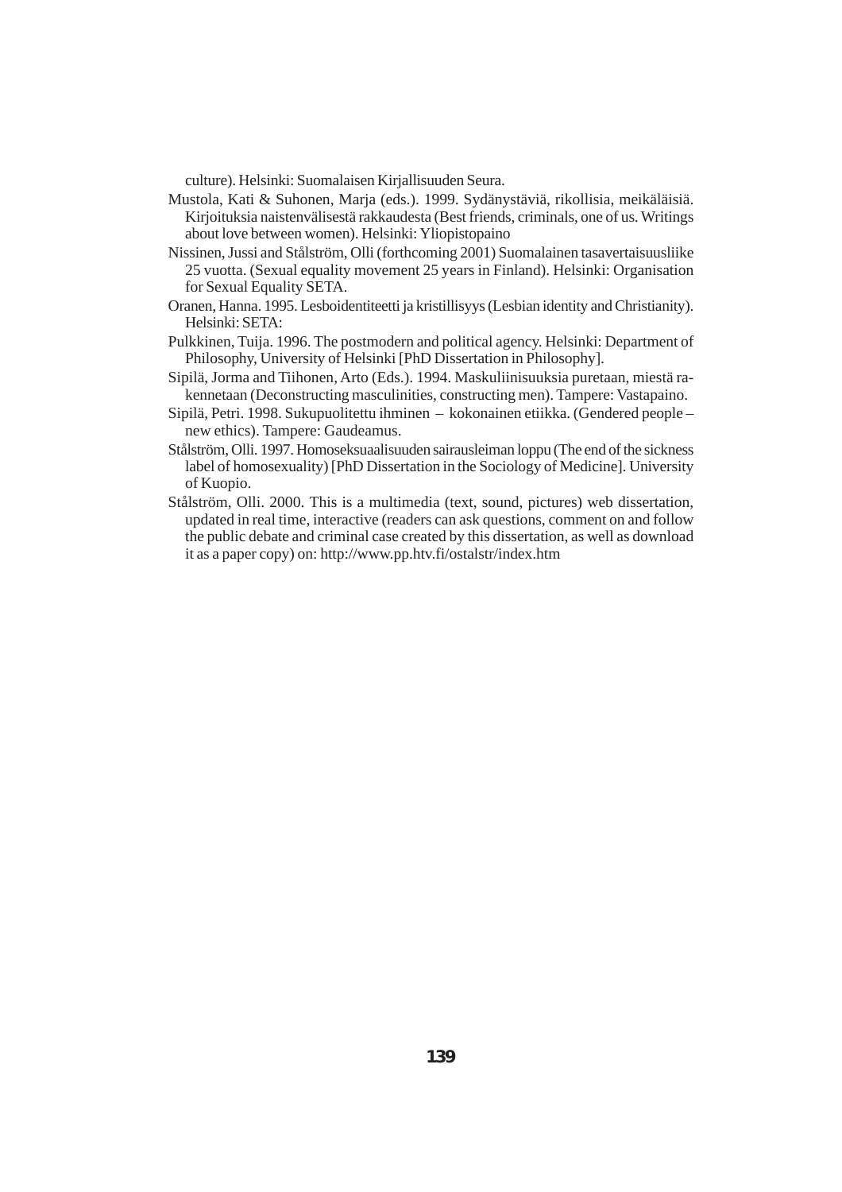culture). Helsinki: Suomalaisen Kirjallisuuden Seura.

Mustola, Kati & Suhonen, Marja (eds.). 1999. Sydänystäviä, rikollisia, meikäläisiä. Kirjoituksia naistenvälisestä rakkaudesta (Best friends, criminals, one of us. Writings about love between women). Helsinki: Yliopistopaino

Nissinen, Jussi and Stålström, Olli (forthcoming 2001) Suomalainen tasavertaisuusliike 25 vuotta. (Sexual equality movement 25 years in Finland). Helsinki: Organisation for Sexual Equality SETA.

Oranen, Hanna. 1995. Lesboidentiteetti ja kristillisyys (Lesbian identity and Christianity). Helsinki: SETA:

Pulkkinen, Tuija. 1996. The postmodern and political agency. Helsinki: Department of Philosophy, University of Helsinki [PhD Dissertation in Philosophy].

Sipilä, Jorma and Tiihonen, Arto (Eds.). 1994. Maskuliinisuuksia puretaan, miestä rakennetaan (Deconstructing masculinities, constructing men). Tampere: Vastapaino.

Sipilä, Petri. 1998. Sukupuolitettu ihminen – kokonainen etiikka. (Gendered people – new ethics). Tampere: Gaudeamus.

Stålström, Olli. 1997. Homoseksuaalisuuden sairausleiman loppu (The end of the sickness label of homosexuality) [PhD Dissertation in the Sociology of Medicine]. University of Kuopio.

Stålström, Olli. 2000. This is a multimedia (text, sound, pictures) web dissertation, updated in real time, interactive (readers can ask questions, comment on and follow the public debate and criminal case created by this dissertation, as well as download it as a paper copy) on: http://www.pp.htv.fi/ostalstr/index.htm